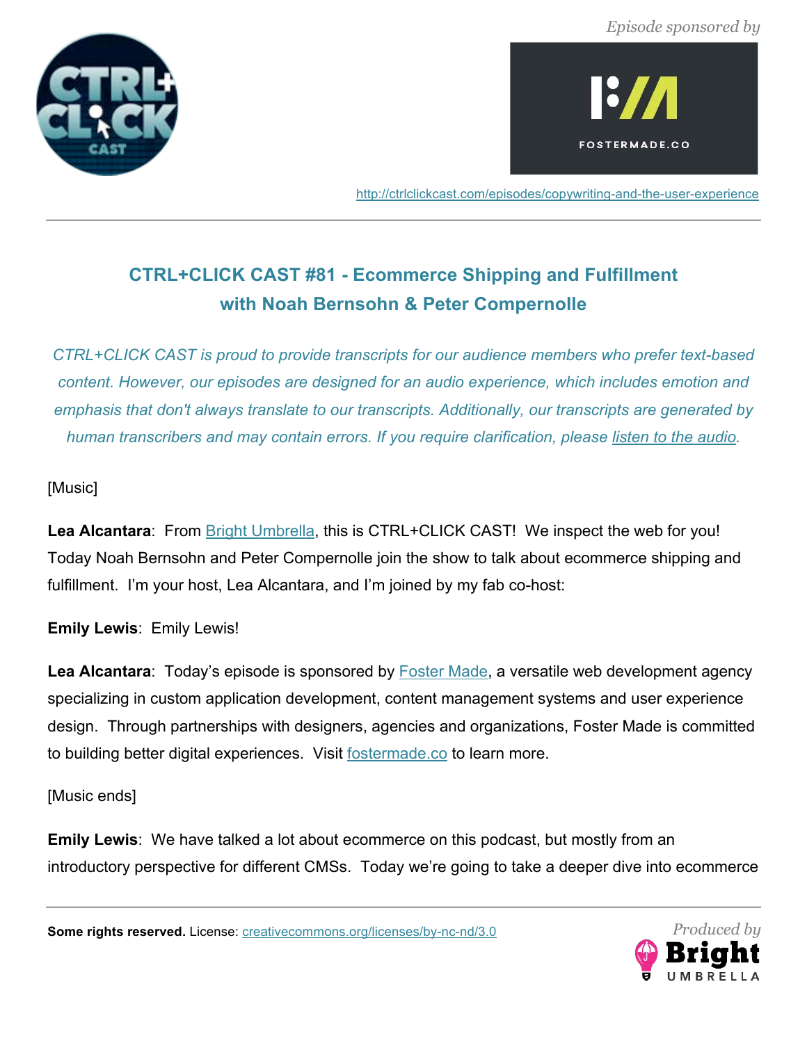*Episode sponsored by*

http://ctrlclickcast.com/episodes/copywriting-and-the-user-experience

## CTRL+CLICK CAST #81 - Ecommerce Shipping and Fulfillment with Noah Bernsohn & Peter Compernolle

*CTRL+CLICK CAST is proud to provide transcripts for our audience members who prefer text-based content. However, our episodes are designed for an audio experience, which includes emotion and emphasis that don't always translate to our transcripts. Additionally, our transcripts are generated by human transcribers and may contain errors. If you require clarification, please listen to the audio.*

[Music]

**Lea Alcantara**: From Bright Umbrella, this is CTRL+CLICK CAST! We inspect the web for you! Today Noah Bernsohn and Peter Compernolle join the show to talk about ecommerce shipping and fulfillment. I'm your host, Lea Alcantara, and I'm joined by my fab co-host:

**Emily Lewis**: Emily Lewis!

**Lea Alcantara**: Today's episode is sponsored by Foster Made, a versatile web development agency specializing in custom application development, content management systems and user experience design. Through partnerships with designers, agencies and organizations, Foster Made is committed to building better digital experiences. Visit fostermade.co to learn more.

[Music ends]

**Emily Lewis**: We have talked a lot about ecommerce on this podcast, but mostly from an introductory perspective for different CMSs. Today we're going to take a deeper dive into ecommerce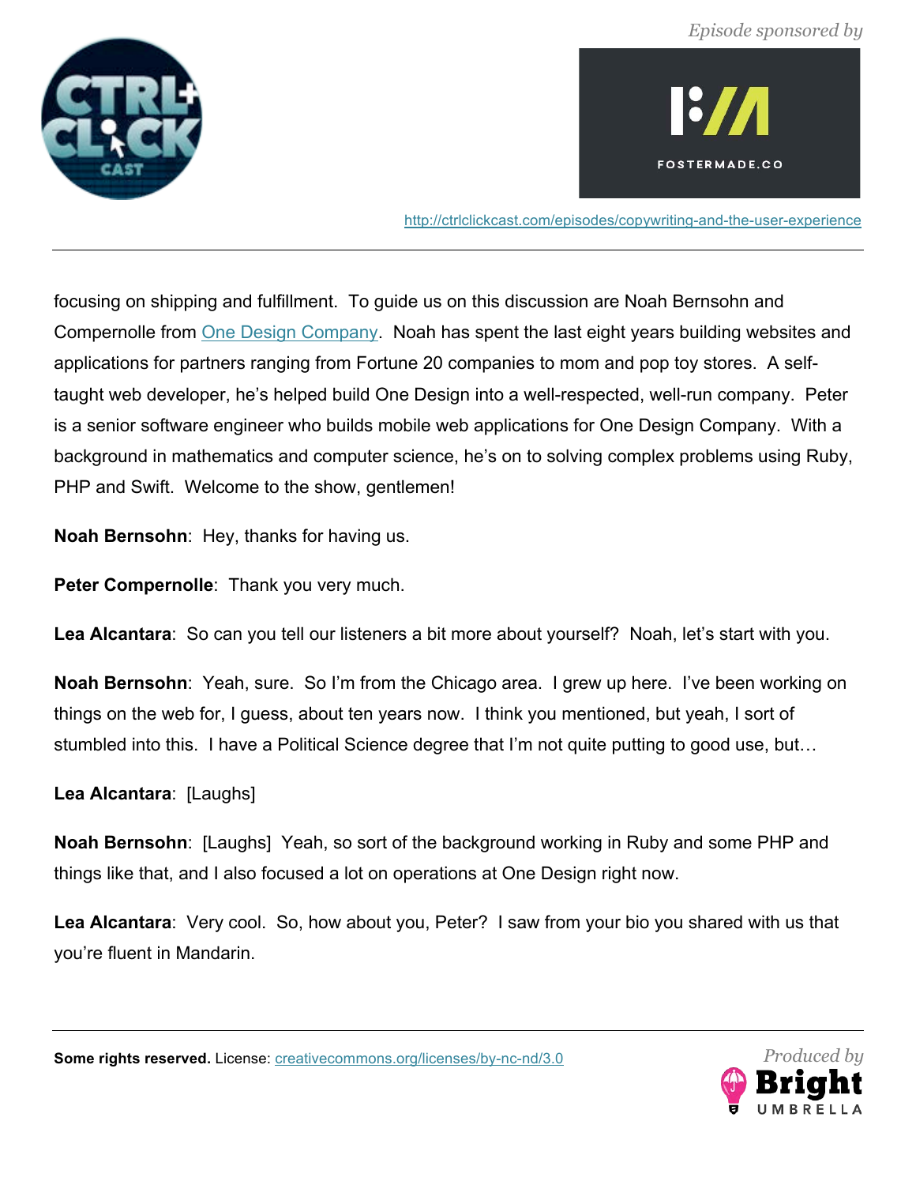focusing on shipping and fulfillment. To guide us on this discussion are Noah Bernsohn and Compernolle from One Design Company. Noah has spent the last eight years building websites and applications for partners ranging from Fortune 20 companies to mom and pop toy stores. A self-taught web developer, he's helped build One Design into a well-respected, well-run company. Peter is a senior software engineer who builds mobile web applications for One Design Company. With a background in mathematics and computer science, he's on to solving complex problems using Ruby, PHP and Swift. Welcome to the show, gentlemen!

**Noah Bernsohn**: Hey, thanks for having us.

**Peter Compernolle**: Thank you very much.

**Lea Alcantara**: So can you tell our listeners a bit more about yourself? Noah, let's start with you.

**Noah Bernsohn**: Yeah, sure. So I'm from the Chicago area. I grew up here. I've been working on things on the web for, I guess, about ten years now. I think you mentioned, but yeah, I sort of stumbled into this. I have a Political Science degree that I'm not quite putting to good use, but…

**Lea Alcantara**: [Laughs]

**Noah Bernsohn**: [Laughs] Yeah, so sort of the background working in Ruby and some PHP and things like that, and I also focused a lot on operations at One Design right now.

**Lea Alcantara**: Very cool. So, how about you, Peter? I saw from your bio you shared with us that you're fluent in Mandarin.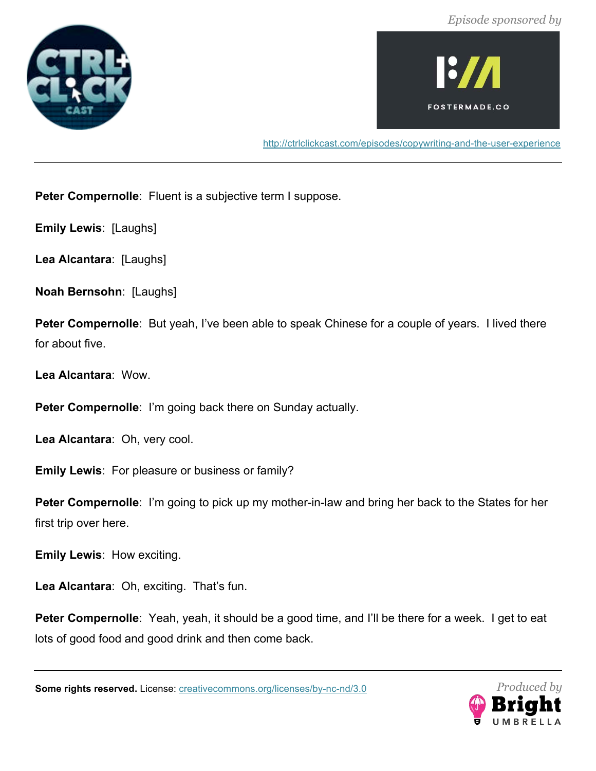**Peter Compernolle**: Fluent is a subjective term I suppose.

**Emily Lewis**: [Laughs]

**Lea Alcantara**: [Laughs]

**Noah Bernsohn**: [Laughs]

**Peter Compernolle**: But yeah, I've been able to speak Chinese for a couple of years. I lived there for about five.

**Lea Alcantara**: Wow.

**Peter Compernolle**: I'm going back there on Sunday actually.

**Lea Alcantara**: Oh, very cool.

**Emily Lewis**: For pleasure or business or family?

**Peter Compernolle**: I'm going to pick up my mother-in-law and bring her back to the States for her first trip over here.

**Emily Lewis**: How exciting.

**Lea Alcantara**: Oh, exciting. That's fun.

**Peter Compernolle**: Yeah, yeah, it should be a good time, and I'll be there for a week. I get to eat lots of good food and good drink and then come back.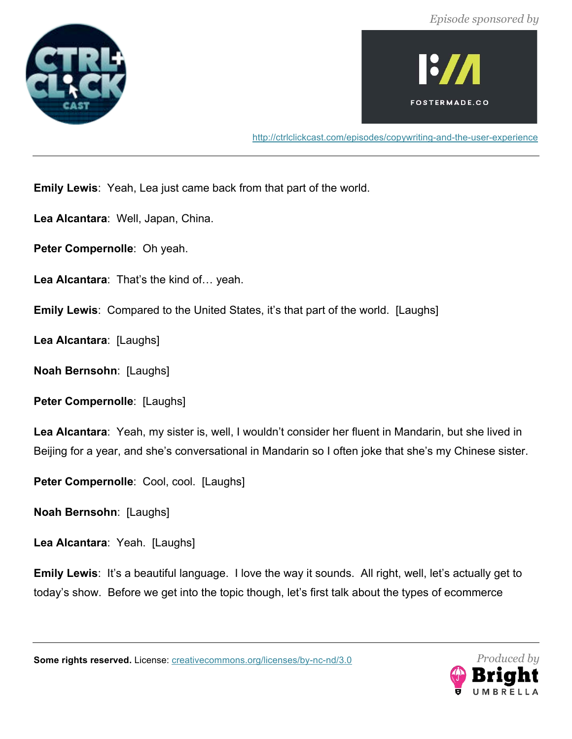**Emily Lewis**: Yeah, Lea just came back from that part of the world.

**Lea Alcantara**: Well, Japan, China.

**Peter Compernolle**: Oh yeah.

**Lea Alcantara**: That's the kind of… yeah.

**Emily Lewis**: Compared to the United States, it's that part of the world. [Laughs]

**Lea Alcantara**: [Laughs]

**Noah Bernsohn**: [Laughs]

**Peter Compernolle**: [Laughs]

**Lea Alcantara**: Yeah, my sister is, well, I wouldn't consider her fluent in Mandarin, but she lived in Beijing for a year, and she's conversational in Mandarin so I often joke that she's my Chinese sister.

**Peter Compernolle**: Cool, cool. [Laughs]

**Noah Bernsohn**: [Laughs]

**Lea Alcantara**: Yeah. [Laughs]

**Emily Lewis**: It's a beautiful language. I love the way it sounds. All right, well, let's actually get to today's show. Before we get into the topic though, let's first talk about the types of ecommerce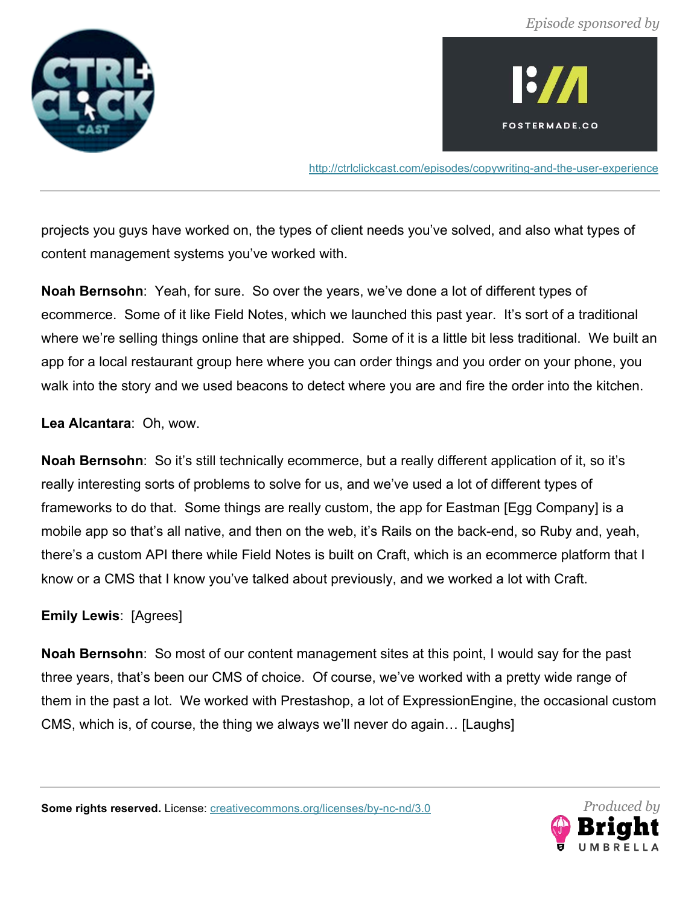projects you guys have worked on, the types of client needs you've solved, and also what types of content management systems you've worked with.

**Noah Bernsohn**: Yeah, for sure. So over the years, we've done a lot of different types of ecommerce. Some of it like Field Notes, which we launched this past year. It's sort of a traditional where we're selling things online that are shipped. Some of it is a little bit less traditional. We built an app for a local restaurant group here where you can order things and you order on your phone, you walk into the story and we used beacons to detect where you are and fire the order into the kitchen.

**Lea Alcantara**: Oh, wow.

**Noah Bernsohn**: So it's still technically ecommerce, but a really different application of it, so it's really interesting sorts of problems to solve for us, and we've used a lot of different types of frameworks to do that. Some things are really custom, the app for Eastman [Egg Company] is a mobile app so that's all native, and then on the web, it's Rails on the back-end, so Ruby and, yeah, there's a custom API there while Field Notes is built on Craft, which is an ecommerce platform that I know or a CMS that I know you've talked about previously, and we worked a lot with Craft.

**Emily Lewis**: [Agrees]

**Noah Bernsohn**: So most of our content management sites at this point, I would say for the past three years, that's been our CMS of choice. Of course, we've worked with a pretty wide range of them in the past a lot. We worked with Prestashop, a lot of ExpressionEngine, the occasional custom CMS, which is, of course, the thing we always we'll never do again… [Laughs]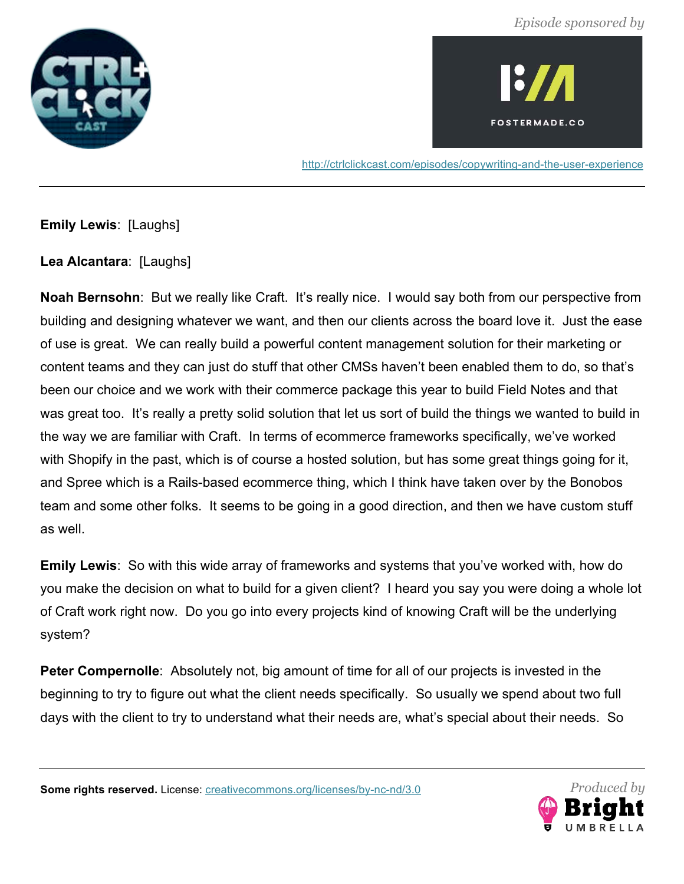**Emily Lewis**: [Laughs]

**Lea Alcantara**: [Laughs]

**Noah Bernsohn**: But we really like Craft. It's really nice. I would say both from our perspective from building and designing whatever we want, and then our clients across the board love it. Just the ease of use is great. We can really build a powerful content management solution for their marketing or content teams and they can just do stuff that other CMSs haven't been enabled them to do, so that's been our choice and we work with their commerce package this year to build Field Notes and that was great too. It's really a pretty solid solution that let us sort of build the things we wanted to build in the way we are familiar with Craft. In terms of ecommerce frameworks specifically, we've worked with Shopify in the past, which is of course a hosted solution, but has some great things going for it, and Spree which is a Rails-based ecommerce thing, which I think have taken over by the Bonobos team and some other folks. It seems to be going in a good direction, and then we have custom stuff as well.

**Emily Lewis**: So with this wide array of frameworks and systems that you've worked with, how do you make the decision on what to build for a given client? I heard you say you were doing a whole lot of Craft work right now. Do you go into every projects kind of knowing Craft will be the underlying system?

**Peter Compernolle**: Absolutely not, big amount of time for all of our projects is invested in the beginning to try to figure out what the client needs specifically. So usually we spend about two full days with the client to try to understand what their needs are, what's special about their needs. So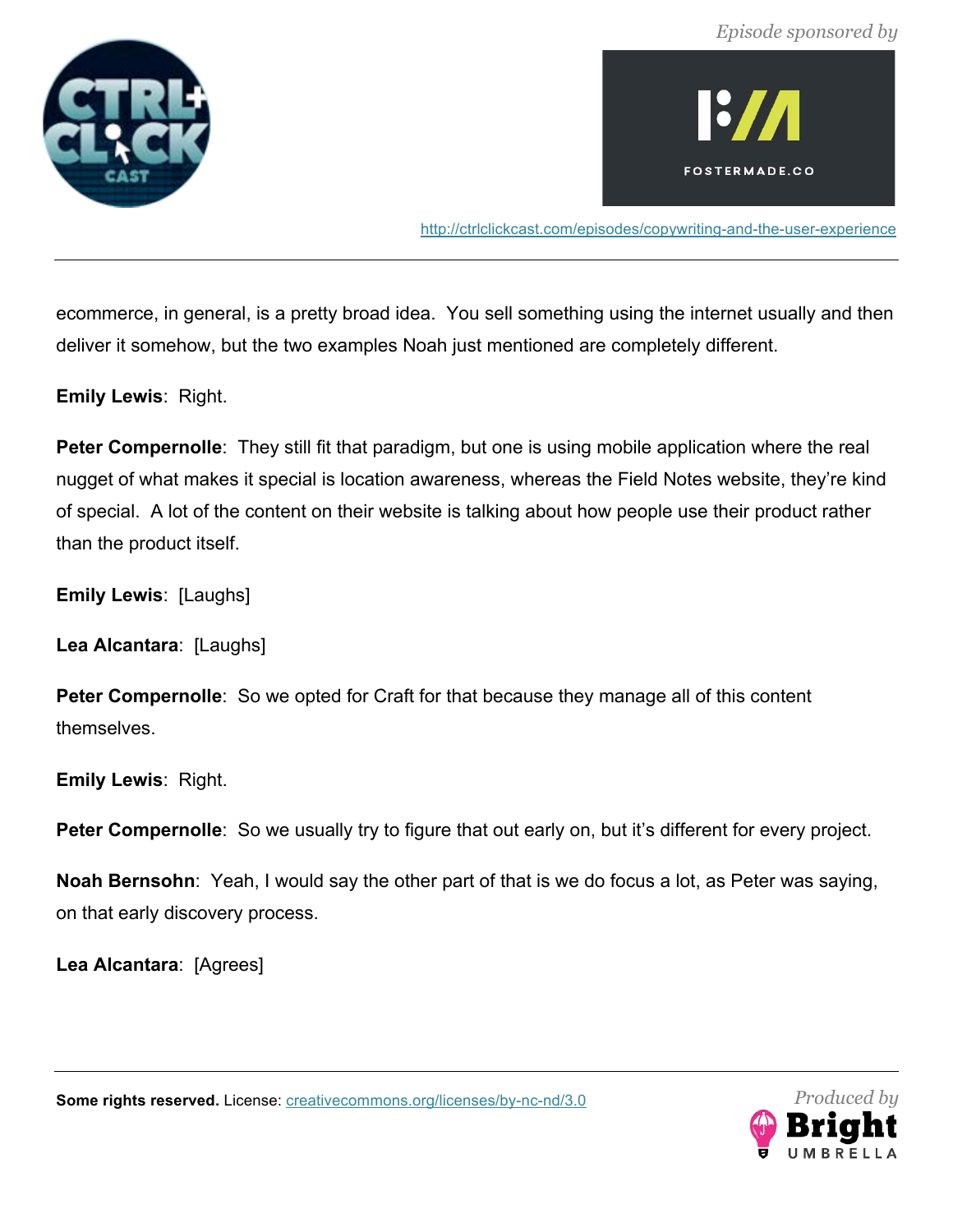ecommerce, in general, is a pretty broad idea. You sell something using the internet usually and then deliver it somehow, but the two examples Noah just mentioned are completely different.

**Emily Lewis**: Right.

**Peter Compernolle**: They still fit that paradigm, but one is using mobile application where the real nugget of what makes it special is location awareness, whereas the Field Notes website, they're kind of special. A lot of the content on their website is talking about how people use their product rather than the product itself.

**Emily Lewis**: [Laughs]

**Lea Alcantara**: [Laughs]

**Peter Compernolle**: So we opted for Craft for that because they manage all of this content themselves.

**Emily Lewis**: Right.

**Peter Compernolle**: So we usually try to figure that out early on, but it's different for every project.

**Noah Bernsohn**: Yeah, I would say the other part of that is we do focus a lot, as Peter was saying, on that early discovery process.

**Lea Alcantara**: [Agrees]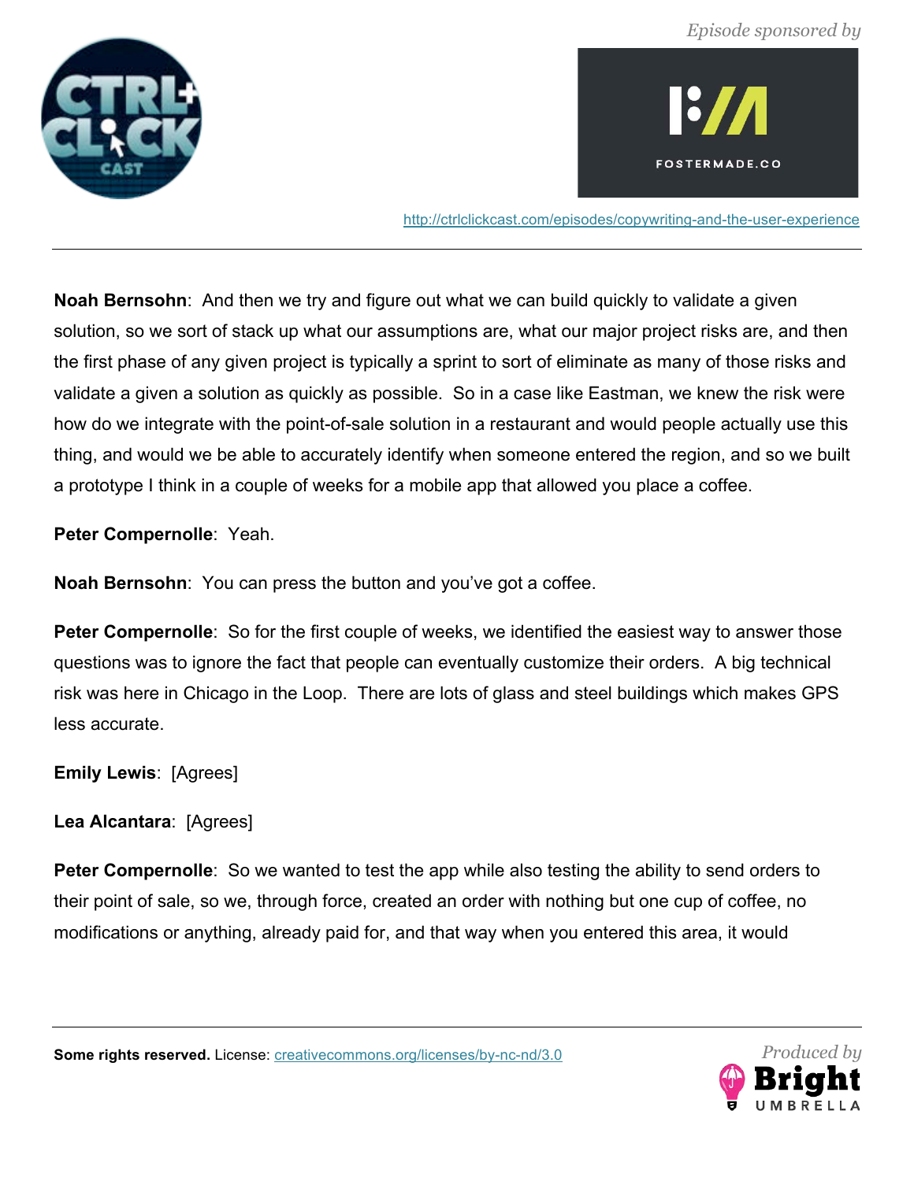**Noah Bernsohn**: And then we try and figure out what we can build quickly to validate a given solution, so we sort of stack up what our assumptions are, what our major project risks are, and then the first phase of any given project is typically a sprint to sort of eliminate as many of those risks and validate a given a solution as quickly as possible. So in a case like Eastman, we knew the risk were how do we integrate with the point-of-sale solution in a restaurant and would people actually use this thing, and would we be able to accurately identify when someone entered the region, and so we built a prototype I think in a couple of weeks for a mobile app that allowed you place a coffee.

**Peter Compernolle**: Yeah.

**Noah Bernsohn**: You can press the button and you've got a coffee.

**Peter Compernolle**: So for the first couple of weeks, we identified the easiest way to answer those questions was to ignore the fact that people can eventually customize their orders. A big technical risk was here in Chicago in the Loop. There are lots of glass and steel buildings which makes GPS less accurate.

**Emily Lewis**: [Agrees]

**Lea Alcantara**: [Agrees]

**Peter Compernolle**: So we wanted to test the app while also testing the ability to send orders to their point of sale, so we, through force, created an order with nothing but one cup of coffee, no modifications or anything, already paid for, and that way when you entered this area, it would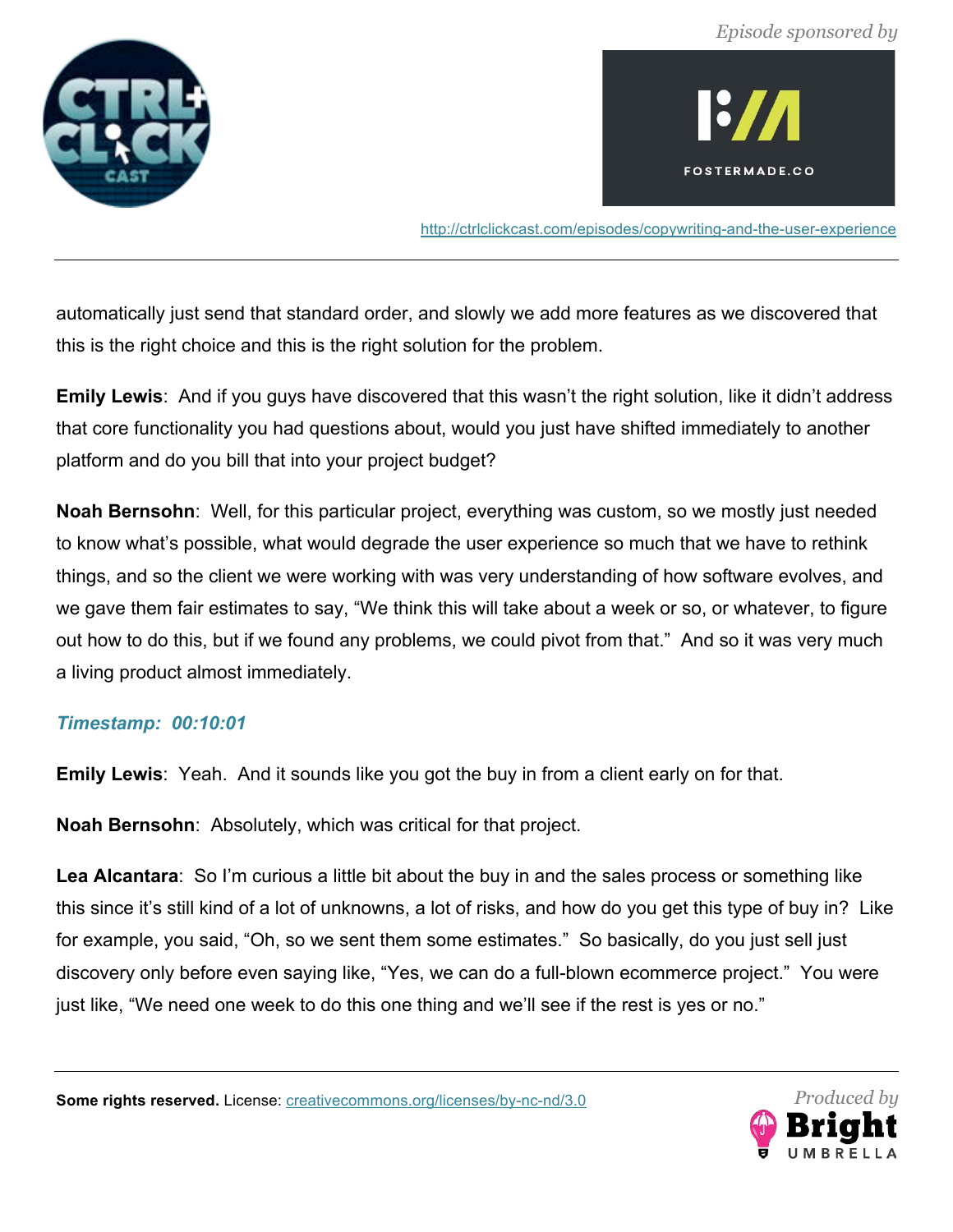automatically just send that standard order, and slowly we add more features as we discovered that this is the right choice and this is the right solution for the problem.

**Emily Lewis**: And if you guys have discovered that this wasn't the right solution, like it didn't address that core functionality you had questions about, would you just have shifted immediately to another platform and do you bill that into your project budget?

**Noah Bernsohn**: Well, for this particular project, everything was custom, so we mostly just needed to know what's possible, what would degrade the user experience so much that we have to rethink things, and so the client we were working with was very understanding of how software evolves, and we gave them fair estimates to say, "We think this will take about a week or so, or whatever, to figure out how to do this, but if we found any problems, we could pivot from that." And so it was very much a living product almost immediately.

***Timestamp: 00:10:01***

**Emily Lewis**: Yeah. And it sounds like you got the buy in from a client early on for that.

**Noah Bernsohn**: Absolutely, which was critical for that project.

**Lea Alcantara**: So I'm curious a little bit about the buy in and the sales process or something like this since it's still kind of a lot of unknowns, a lot of risks, and how do you get this type of buy in? Like for example, you said, "Oh, so we sent them some estimates." So basically, do you just sell just discovery only before even saying like, "Yes, we can do a full-blown ecommerce project." You were just like, "We need one week to do this one thing and we'll see if the rest is yes or no."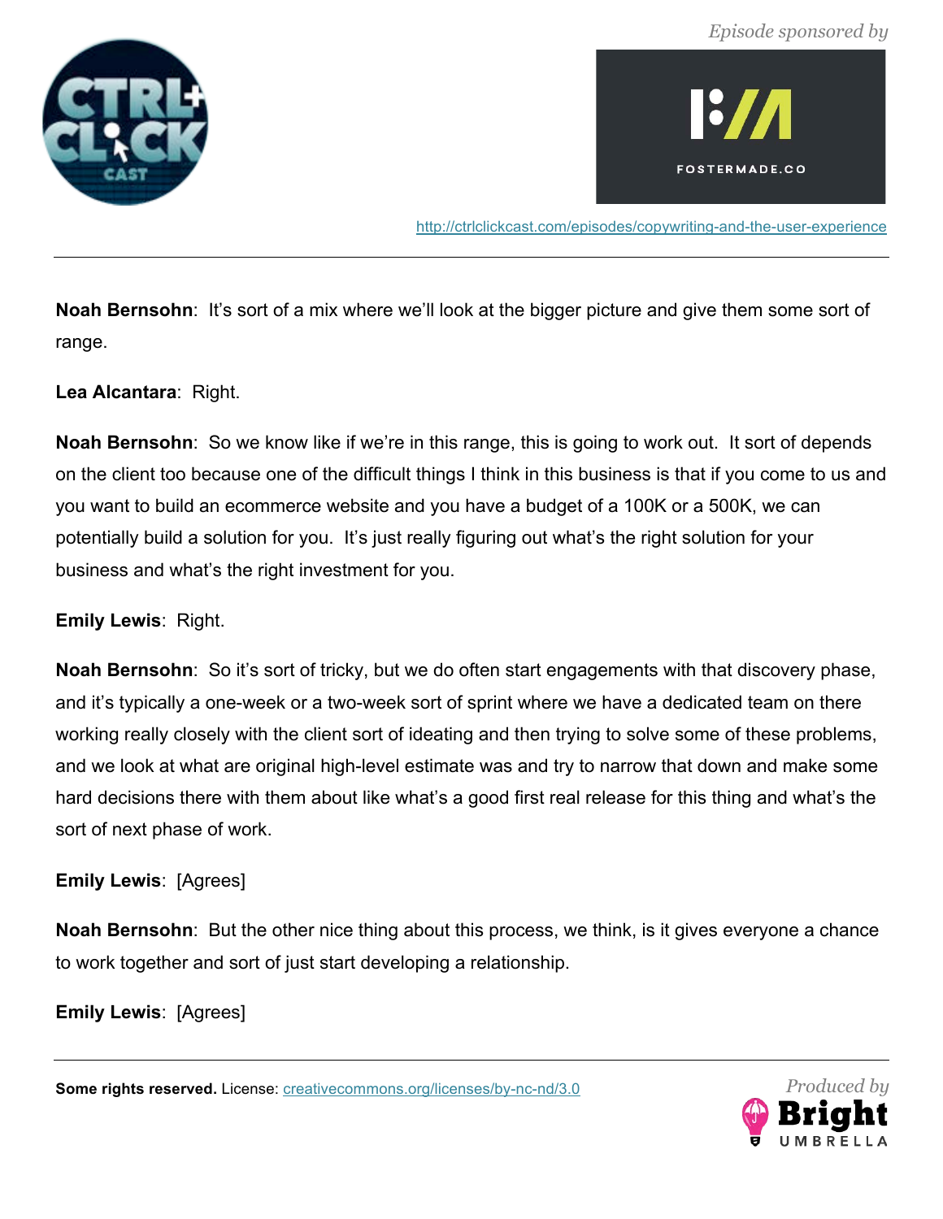**Noah Bernsohn**: It's sort of a mix where we'll look at the bigger picture and give them some sort of range.

**Lea Alcantara**: Right.

**Noah Bernsohn**: So we know like if we're in this range, this is going to work out. It sort of depends on the client too because one of the difficult things I think in this business is that if you come to us and you want to build an ecommerce website and you have a budget of a 100K or a 500K, we can potentially build a solution for you. It's just really figuring out what's the right solution for your business and what's the right investment for you.

**Emily Lewis**: Right.

**Noah Bernsohn**: So it's sort of tricky, but we do often start engagements with that discovery phase, and it's typically a one-week or a two-week sort of sprint where we have a dedicated team on there working really closely with the client sort of ideating and then trying to solve some of these problems, and we look at what are original high-level estimate was and try to narrow that down and make some hard decisions there with them about like what's a good first real release for this thing and what's the sort of next phase of work.

**Emily Lewis**: [Agrees]

**Noah Bernsohn**: But the other nice thing about this process, we think, is it gives everyone a chance to work together and sort of just start developing a relationship.

**Emily Lewis**: [Agrees]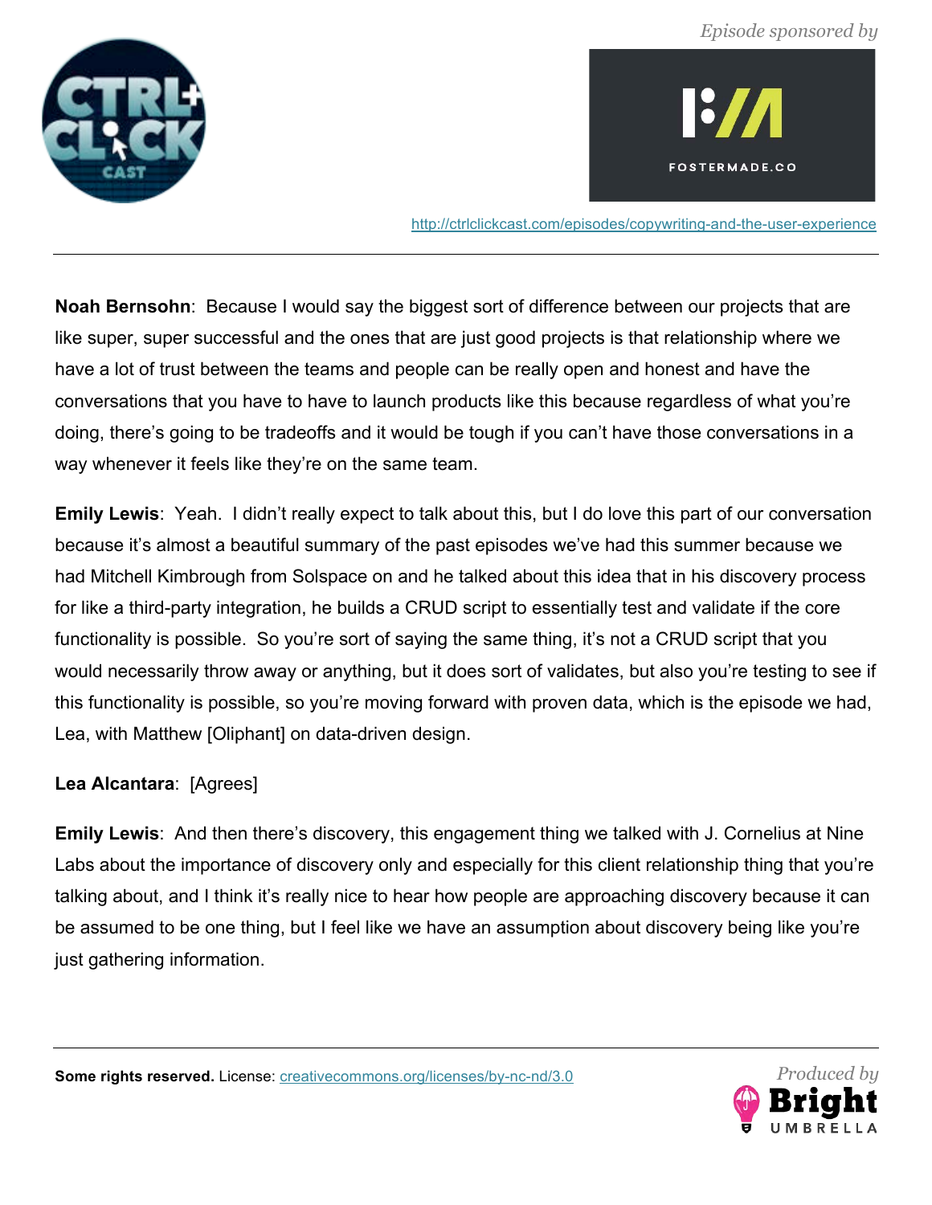**Noah Bernsohn**: Because I would say the biggest sort of difference between our projects that are like super, super successful and the ones that are just good projects is that relationship where we have a lot of trust between the teams and people can be really open and honest and have the conversations that you have to have to launch products like this because regardless of what you're doing, there's going to be tradeoffs and it would be tough if you can't have those conversations in a way whenever it feels like they're on the same team.

**Emily Lewis**: Yeah. I didn't really expect to talk about this, but I do love this part of our conversation because it's almost a beautiful summary of the past episodes we've had this summer because we had Mitchell Kimbrough from Solspace on and he talked about this idea that in his discovery process for like a third-party integration, he builds a CRUD script to essentially test and validate if the core functionality is possible. So you're sort of saying the same thing, it's not a CRUD script that you would necessarily throw away or anything, but it does sort of validates, but also you're testing to see if this functionality is possible, so you're moving forward with proven data, which is the episode we had, Lea, with Matthew [Oliphant] on data-driven design.

**Lea Alcantara**: [Agrees]

**Emily Lewis**: And then there's discovery, this engagement thing we talked with J. Cornelius at Nine Labs about the importance of discovery only and especially for this client relationship thing that you're talking about, and I think it's really nice to hear how people are approaching discovery because it can be assumed to be one thing, but I feel like we have an assumption about discovery being like you're just gathering information.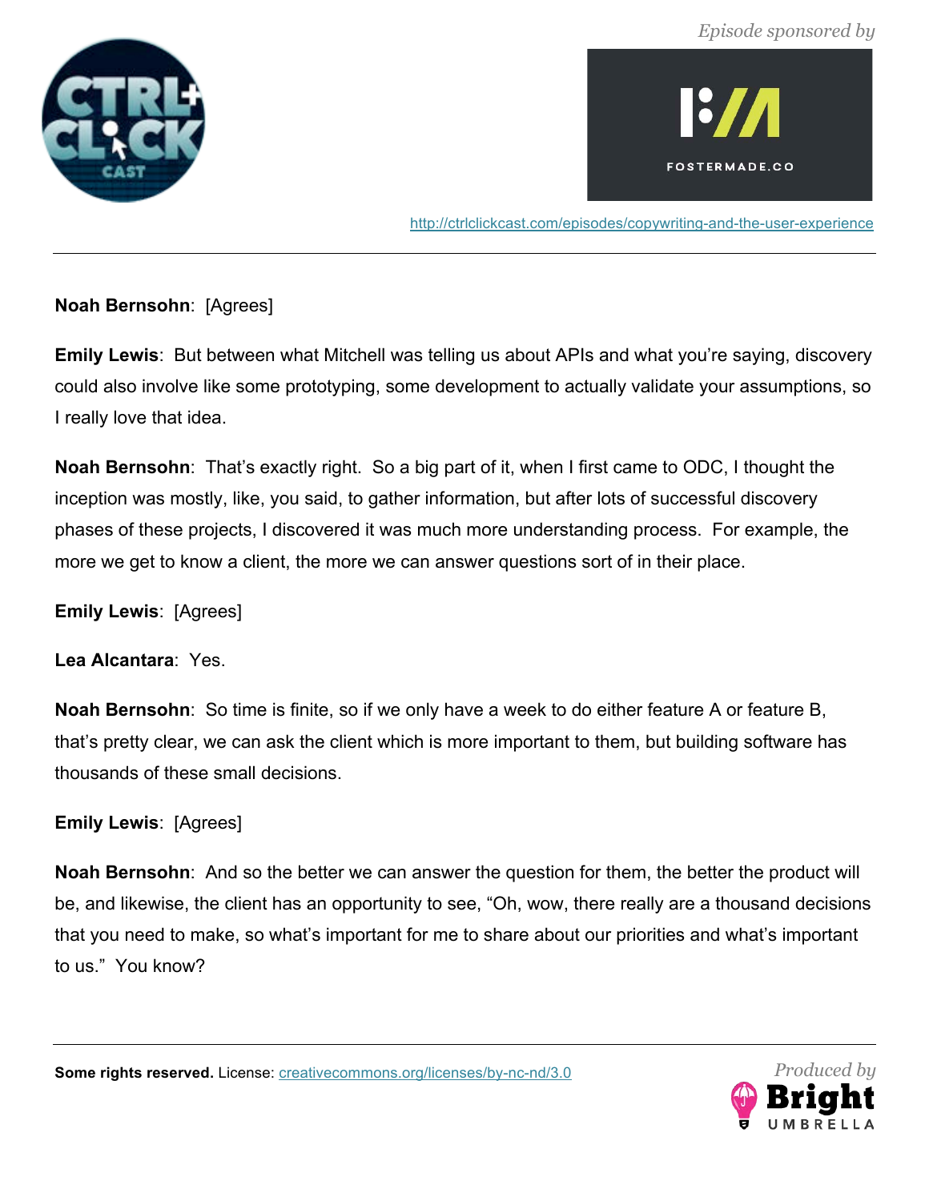**Noah Bernsohn**: [Agrees]

**Emily Lewis**: But between what Mitchell was telling us about APIs and what you're saying, discovery could also involve like some prototyping, some development to actually validate your assumptions, so I really love that idea.

**Noah Bernsohn**: That's exactly right. So a big part of it, when I first came to ODC, I thought the inception was mostly, like, you said, to gather information, but after lots of successful discovery phases of these projects, I discovered it was much more understanding process. For example, the more we get to know a client, the more we can answer questions sort of in their place.

**Emily Lewis**: [Agrees]

**Lea Alcantara**: Yes.

**Noah Bernsohn**: So time is finite, so if we only have a week to do either feature A or feature B, that's pretty clear, we can ask the client which is more important to them, but building software has thousands of these small decisions.

**Emily Lewis**: [Agrees]

**Noah Bernsohn**: And so the better we can answer the question for them, the better the product will be, and likewise, the client has an opportunity to see, "Oh, wow, there really are a thousand decisions that you need to make, so what's important for me to share about our priorities and what's important to us." You know?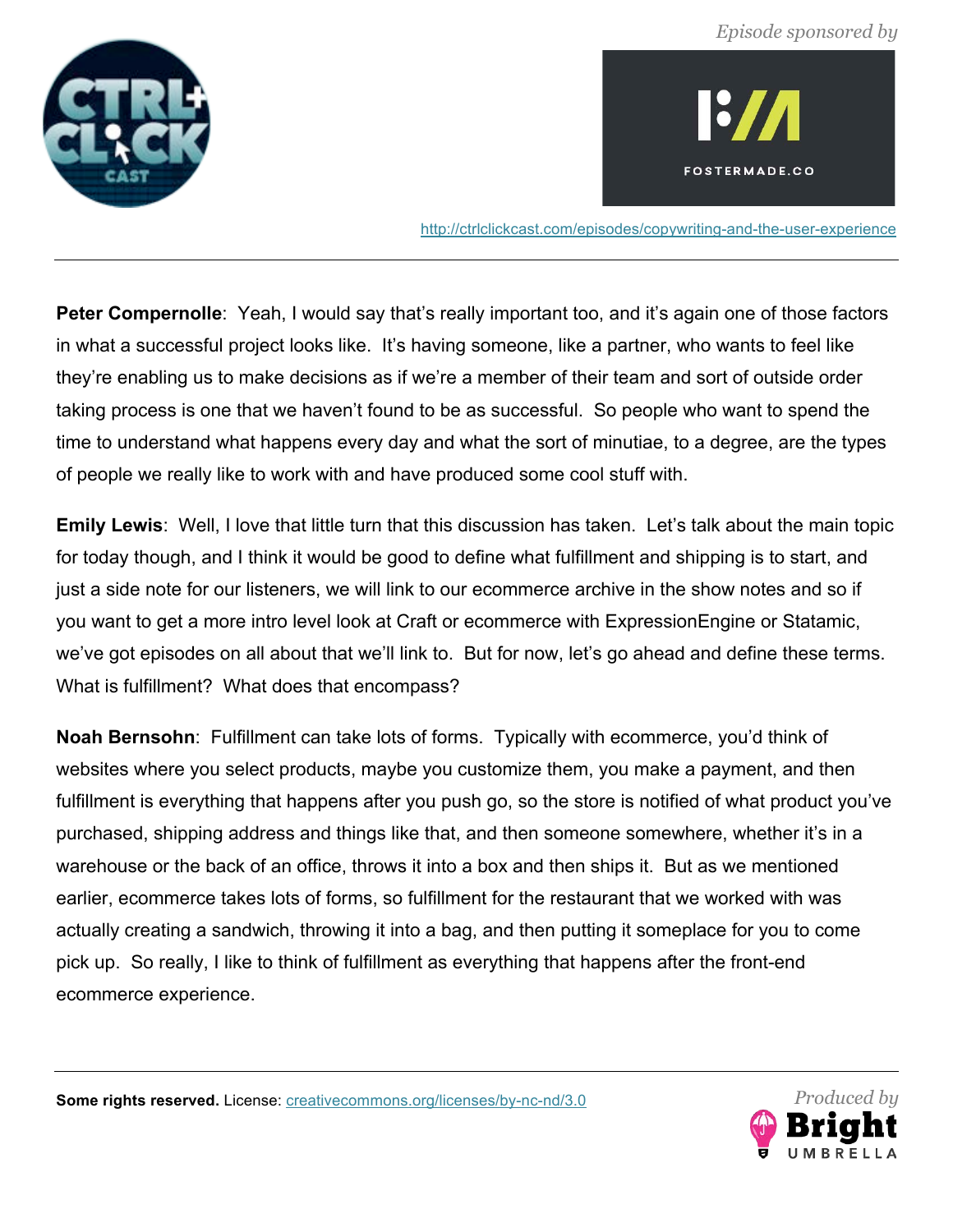**Peter Compernolle**: Yeah, I would say that's really important too, and it's again one of those factors in what a successful project looks like. It's having someone, like a partner, who wants to feel like they're enabling us to make decisions as if we're a member of their team and sort of outside order taking process is one that we haven't found to be as successful. So people who want to spend the time to understand what happens every day and what the sort of minutiae, to a degree, are the types of people we really like to work with and have produced some cool stuff with.

**Emily Lewis**: Well, I love that little turn that this discussion has taken. Let's talk about the main topic for today though, and I think it would be good to define what fulfillment and shipping is to start, and just a side note for our listeners, we will link to our ecommerce archive in the show notes and so if you want to get a more intro level look at Craft or ecommerce with ExpressionEngine or Statamic, we've got episodes on all about that we'll link to. But for now, let's go ahead and define these terms. What is fulfillment? What does that encompass?

**Noah Bernsohn**: Fulfillment can take lots of forms. Typically with ecommerce, you'd think of websites where you select products, maybe you customize them, you make a payment, and then fulfillment is everything that happens after you push go, so the store is notified of what product you've purchased, shipping address and things like that, and then someone somewhere, whether it's in a warehouse or the back of an office, throws it into a box and then ships it. But as we mentioned earlier, ecommerce takes lots of forms, so fulfillment for the restaurant that we worked with was actually creating a sandwich, throwing it into a bag, and then putting it someplace for you to come pick up. So really, I like to think of fulfillment as everything that happens after the front-end ecommerce experience.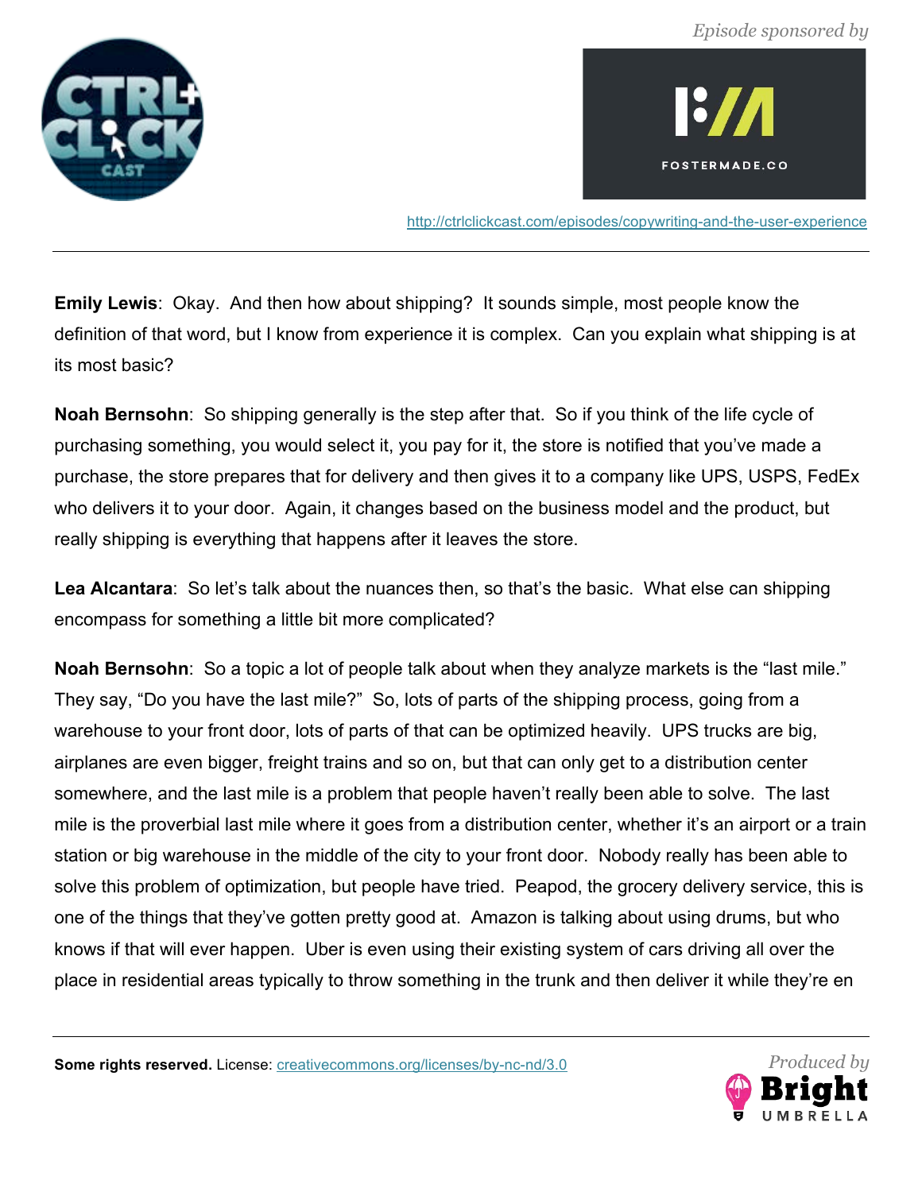**Emily Lewis**: Okay. And then how about shipping? It sounds simple, most people know the definition of that word, but I know from experience it is complex. Can you explain what shipping is at its most basic?

**Noah Bernsohn**: So shipping generally is the step after that. So if you think of the life cycle of purchasing something, you would select it, you pay for it, the store is notified that you've made a purchase, the store prepares that for delivery and then gives it to a company like UPS, USPS, FedEx who delivers it to your door. Again, it changes based on the business model and the product, but really shipping is everything that happens after it leaves the store.

**Lea Alcantara**: So let's talk about the nuances then, so that's the basic. What else can shipping encompass for something a little bit more complicated?

**Noah Bernsohn**: So a topic a lot of people talk about when they analyze markets is the "last mile." They say, "Do you have the last mile?" So, lots of parts of the shipping process, going from a warehouse to your front door, lots of parts of that can be optimized heavily. UPS trucks are big, airplanes are even bigger, freight trains and so on, but that can only get to a distribution center somewhere, and the last mile is a problem that people haven't really been able to solve. The last mile is the proverbial last mile where it goes from a distribution center, whether it's an airport or a train station or big warehouse in the middle of the city to your front door. Nobody really has been able to solve this problem of optimization, but people have tried. Peapod, the grocery delivery service, this is one of the things that they've gotten pretty good at. Amazon is talking about using drums, but who knows if that will ever happen. Uber is even using their existing system of cars driving all over the place in residential areas typically to throw something in the trunk and then deliver it while they're en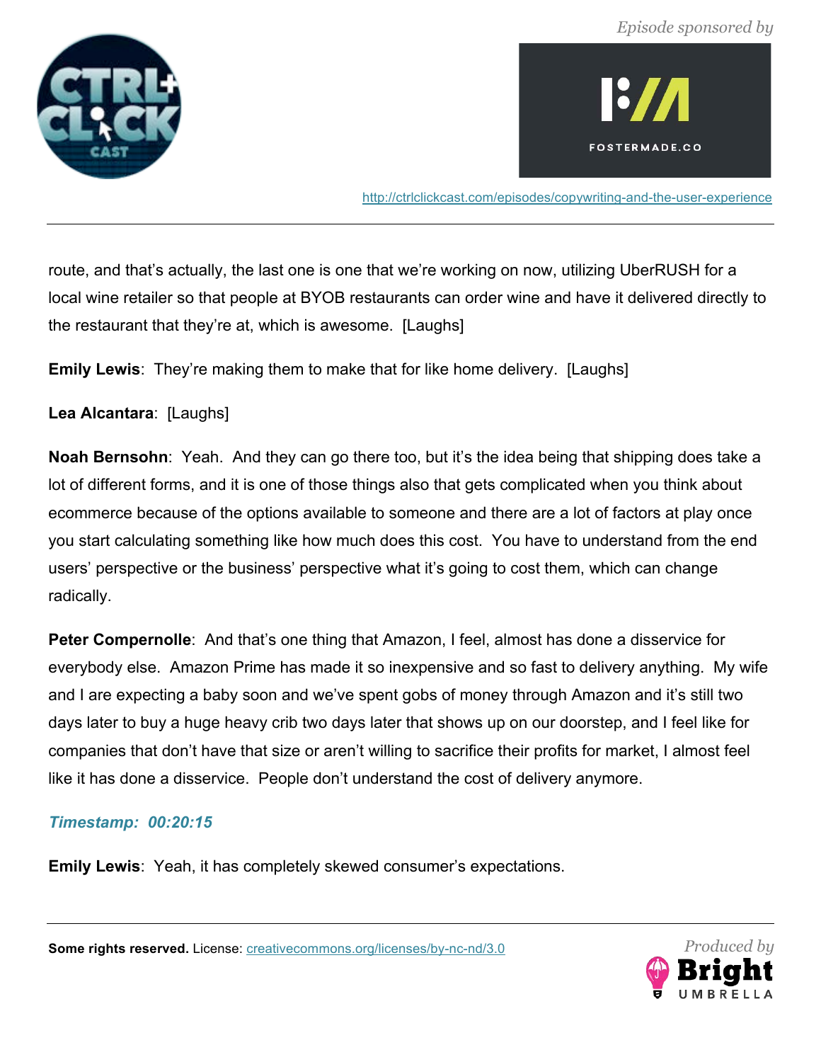route, and that's actually, the last one is one that we're working on now, utilizing UberRUSH for a local wine retailer so that people at BYOB restaurants can order wine and have it delivered directly to the restaurant that they're at, which is awesome. [Laughs]

**Emily Lewis**: They're making them to make that for like home delivery. [Laughs]

**Lea Alcantara**: [Laughs]

**Noah Bernsohn**: Yeah. And they can go there too, but it's the idea being that shipping does take a lot of different forms, and it is one of those things also that gets complicated when you think about ecommerce because of the options available to someone and there are a lot of factors at play once you start calculating something like how much does this cost. You have to understand from the end users' perspective or the business' perspective what it's going to cost them, which can change radically.

**Peter Compernolle**: And that's one thing that Amazon, I feel, almost has done a disservice for everybody else. Amazon Prime has made it so inexpensive and so fast to delivery anything. My wife and I are expecting a baby soon and we've spent gobs of money through Amazon and it's still two days later to buy a huge heavy crib two days later that shows up on our doorstep, and I feel like for companies that don't have that size or aren't willing to sacrifice their profits for market, I almost feel like it has done a disservice. People don't understand the cost of delivery anymore.

***Timestamp: 00:20:15***

**Emily Lewis**: Yeah, it has completely skewed consumer's expectations.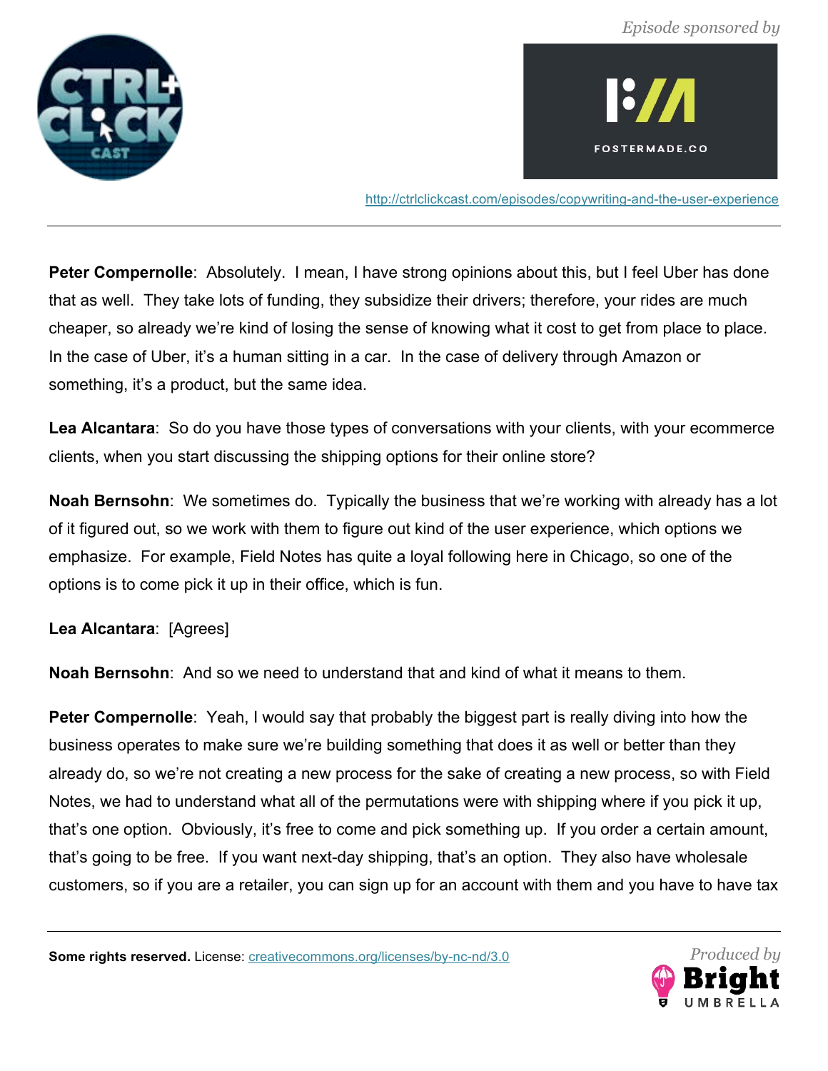**Peter Compernolle**: Absolutely. I mean, I have strong opinions about this, but I feel Uber has done that as well. They take lots of funding, they subsidize their drivers; therefore, your rides are much cheaper, so already we're kind of losing the sense of knowing what it cost to get from place to place. In the case of Uber, it's a human sitting in a car. In the case of delivery through Amazon or something, it's a product, but the same idea.

**Lea Alcantara**: So do you have those types of conversations with your clients, with your ecommerce clients, when you start discussing the shipping options for their online store?

**Noah Bernsohn**: We sometimes do. Typically the business that we're working with already has a lot of it figured out, so we work with them to figure out kind of the user experience, which options we emphasize. For example, Field Notes has quite a loyal following here in Chicago, so one of the options is to come pick it up in their office, which is fun.

**Lea Alcantara**: [Agrees]

**Noah Bernsohn**: And so we need to understand that and kind of what it means to them.

**Peter Compernolle**: Yeah, I would say that probably the biggest part is really diving into how the business operates to make sure we're building something that does it as well or better than they already do, so we're not creating a new process for the sake of creating a new process, so with Field Notes, we had to understand what all of the permutations were with shipping where if you pick it up, that's one option. Obviously, it's free to come and pick something up. If you order a certain amount, that's going to be free. If you want next-day shipping, that's an option. They also have wholesale customers, so if you are a retailer, you can sign up for an account with them and you have to have tax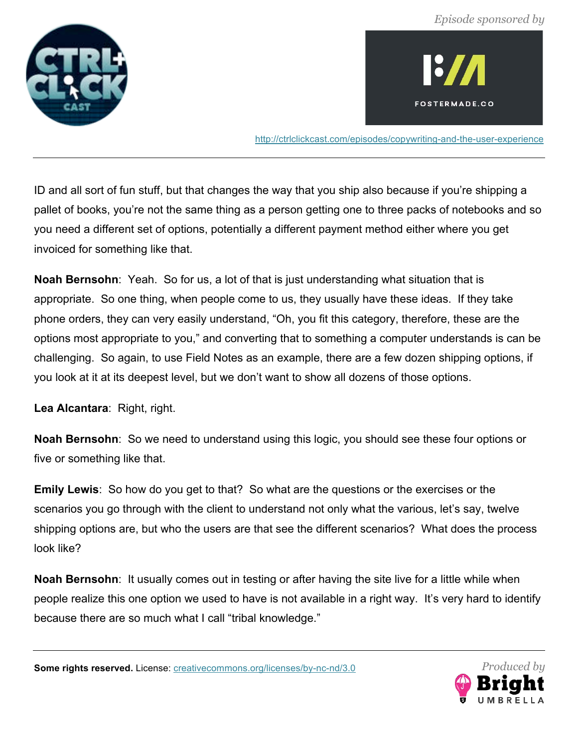ID and all sort of fun stuff, but that changes the way that you ship also because if you're shipping a pallet of books, you're not the same thing as a person getting one to three packs of notebooks and so you need a different set of options, potentially a different payment method either where you get invoiced for something like that.

**Noah Bernsohn**: Yeah. So for us, a lot of that is just understanding what situation that is appropriate. So one thing, when people come to us, they usually have these ideas. If they take phone orders, they can very easily understand, "Oh, you fit this category, therefore, these are the options most appropriate to you," and converting that to something a computer understands is can be challenging. So again, to use Field Notes as an example, there are a few dozen shipping options, if you look at it at its deepest level, but we don't want to show all dozens of those options.

**Lea Alcantara**: Right, right.

**Noah Bernsohn**: So we need to understand using this logic, you should see these four options or five or something like that.

**Emily Lewis**: So how do you get to that? So what are the questions or the exercises or the scenarios you go through with the client to understand not only what the various, let's say, twelve shipping options are, but who the users are that see the different scenarios? What does the process look like?

**Noah Bernsohn**: It usually comes out in testing or after having the site live for a little while when people realize this one option we used to have is not available in a right way. It's very hard to identify because there are so much what I call "tribal knowledge."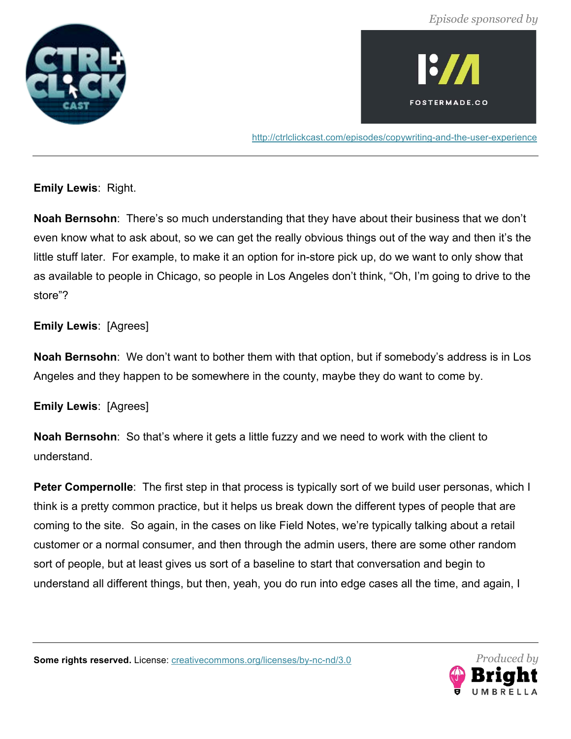**Emily Lewis**: Right.

**Noah Bernsohn**: There's so much understanding that they have about their business that we don't even know what to ask about, so we can get the really obvious things out of the way and then it's the little stuff later. For example, to make it an option for in-store pick up, do we want to only show that as available to people in Chicago, so people in Los Angeles don't think, "Oh, I'm going to drive to the store"?

**Emily Lewis**: [Agrees]

**Noah Bernsohn**: We don't want to bother them with that option, but if somebody's address is in Los Angeles and they happen to be somewhere in the county, maybe they do want to come by.

**Emily Lewis**: [Agrees]

**Noah Bernsohn**: So that's where it gets a little fuzzy and we need to work with the client to understand.

**Peter Compernolle**: The first step in that process is typically sort of we build user personas, which I think is a pretty common practice, but it helps us break down the different types of people that are coming to the site. So again, in the cases on like Field Notes, we're typically talking about a retail customer or a normal consumer, and then through the admin users, there are some other random sort of people, but at least gives us sort of a baseline to start that conversation and begin to understand all different things, but then, yeah, you do run into edge cases all the time, and again, I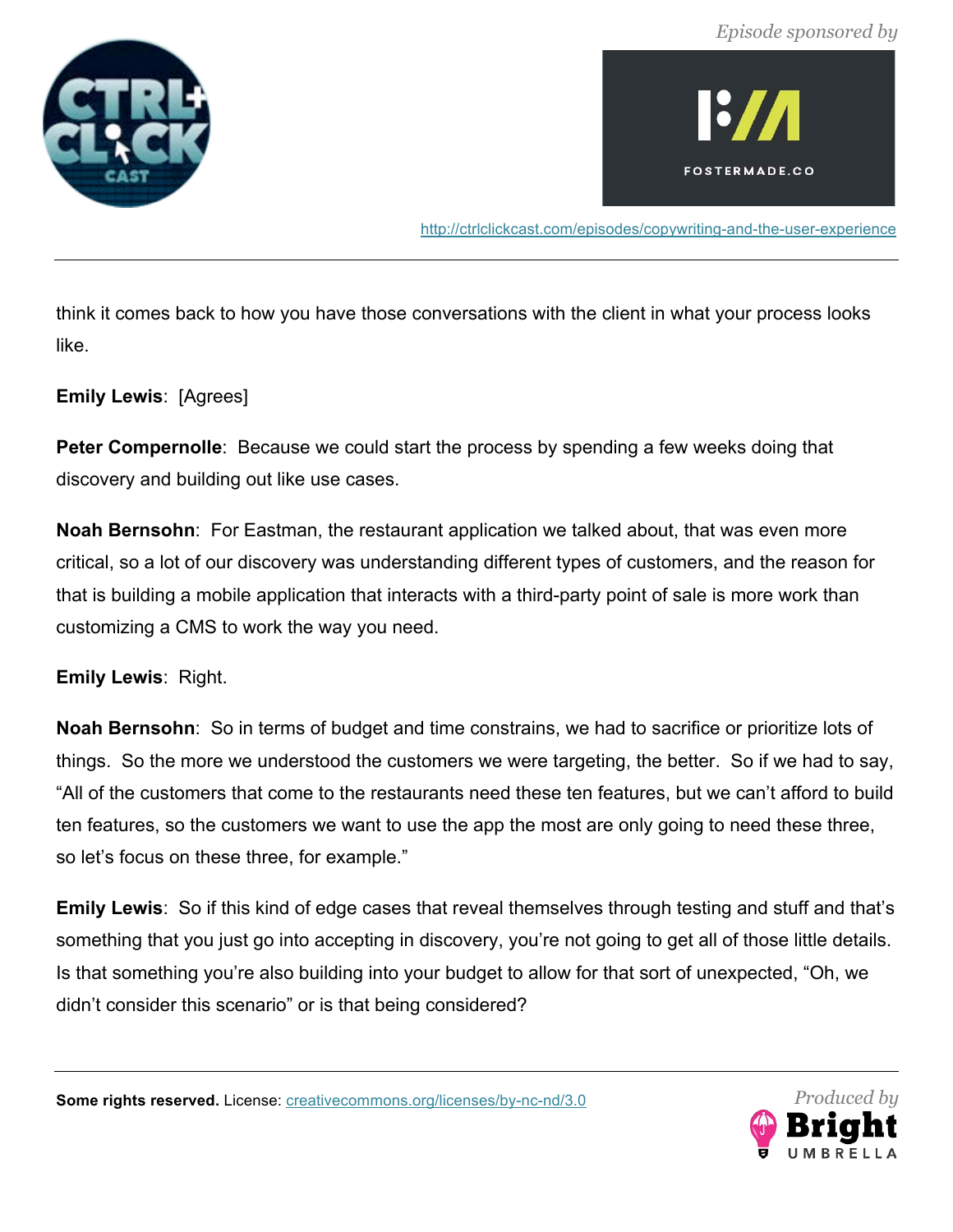think it comes back to how you have those conversations with the client in what your process looks like.

**Emily Lewis**: [Agrees]

**Peter Compernolle**: Because we could start the process by spending a few weeks doing that discovery and building out like use cases.

**Noah Bernsohn**: For Eastman, the restaurant application we talked about, that was even more critical, so a lot of our discovery was understanding different types of customers, and the reason for that is building a mobile application that interacts with a third-party point of sale is more work than customizing a CMS to work the way you need.

**Emily Lewis**: Right.

**Noah Bernsohn**: So in terms of budget and time constrains, we had to sacrifice or prioritize lots of things. So the more we understood the customers we were targeting, the better. So if we had to say, “All of the customers that come to the restaurants need these ten features, but we can’t afford to build ten features, so the customers we want to use the app the most are only going to need these three, so let’s focus on these three, for example.”

**Emily Lewis**: So if this kind of edge cases that reveal themselves through testing and stuff and that’s something that you just go into accepting in discovery, you’re not going to get all of those little details. Is that something you’re also building into your budget to allow for that sort of unexpected, “Oh, we didn’t consider this scenario” or is that being considered?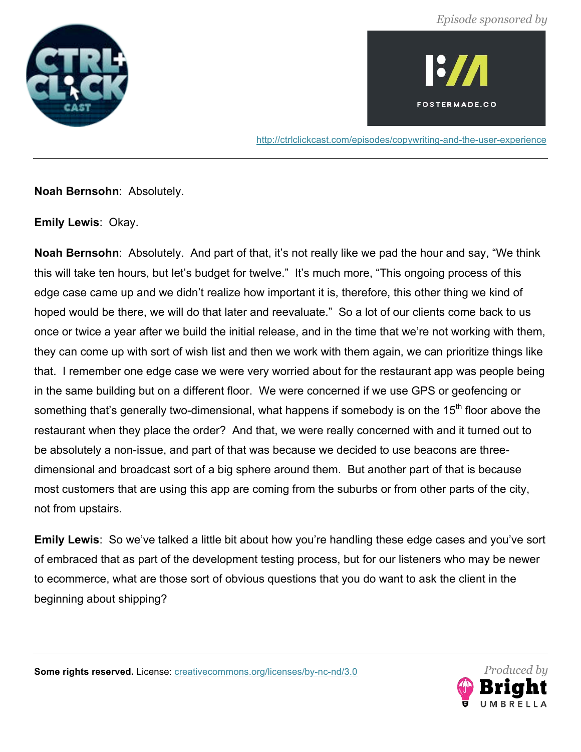**Noah Bernsohn**: Absolutely.

**Emily Lewis**: Okay.

**Noah Bernsohn**: Absolutely. And part of that, it's not really like we pad the hour and say, "We think this will take ten hours, but let's budget for twelve." It's much more, "This ongoing process of this edge case came up and we didn't realize how important it is, therefore, this other thing we kind of hoped would be there, we will do that later and reevaluate." So a lot of our clients come back to us once or twice a year after we build the initial release, and in the time that we're not working with them, they can come up with sort of wish list and then we work with them again, we can prioritize things like that. I remember one edge case we were very worried about for the restaurant app was people being in the same building but on a different floor. We were concerned if we use GPS or geofencing or something that's generally two-dimensional, what happens if somebody is on the 15th floor above the restaurant when they place the order? And that, we were really concerned with and it turned out to be absolutely a non-issue, and part of that was because we decided to use beacons are three-dimensional and broadcast sort of a big sphere around them. But another part of that is because most customers that are using this app are coming from the suburbs or from other parts of the city, not from upstairs.

**Emily Lewis**: So we've talked a little bit about how you're handling these edge cases and you've sort of embraced that as part of the development testing process, but for our listeners who may be newer to ecommerce, what are those sort of obvious questions that you do want to ask the client in the beginning about shipping?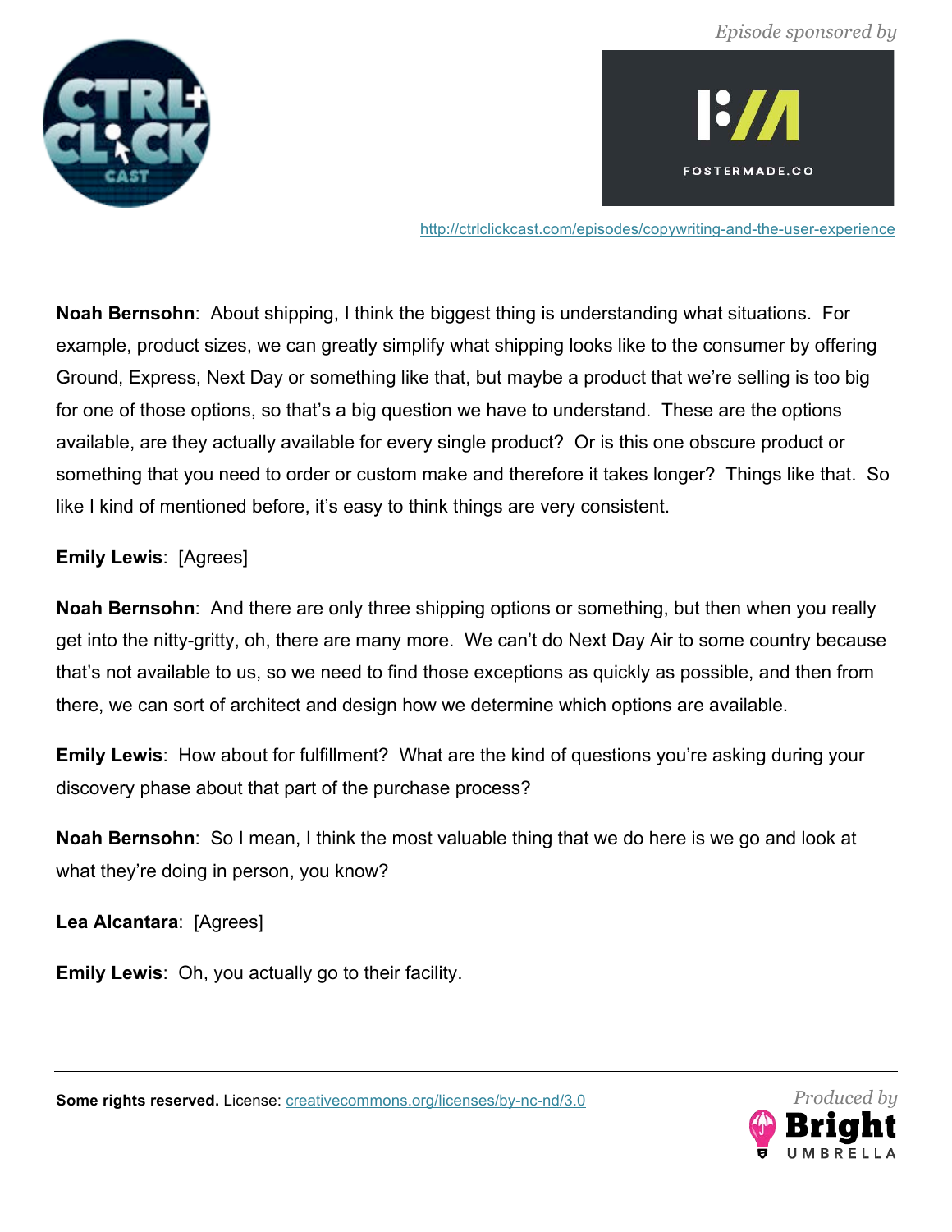**Noah Bernsohn**: About shipping, I think the biggest thing is understanding what situations. For example, product sizes, we can greatly simplify what shipping looks like to the consumer by offering Ground, Express, Next Day or something like that, but maybe a product that we're selling is too big for one of those options, so that's a big question we have to understand. These are the options available, are they actually available for every single product? Or is this one obscure product or something that you need to order or custom make and therefore it takes longer? Things like that. So like I kind of mentioned before, it's easy to think things are very consistent.

**Emily Lewis**: [Agrees]

**Noah Bernsohn**: And there are only three shipping options or something, but then when you really get into the nitty-gritty, oh, there are many more. We can't do Next Day Air to some country because that's not available to us, so we need to find those exceptions as quickly as possible, and then from there, we can sort of architect and design how we determine which options are available.

**Emily Lewis**: How about for fulfillment? What are the kind of questions you're asking during your discovery phase about that part of the purchase process?

**Noah Bernsohn**: So I mean, I think the most valuable thing that we do here is we go and look at what they're doing in person, you know?

**Lea Alcantara**: [Agrees]

**Emily Lewis**: Oh, you actually go to their facility.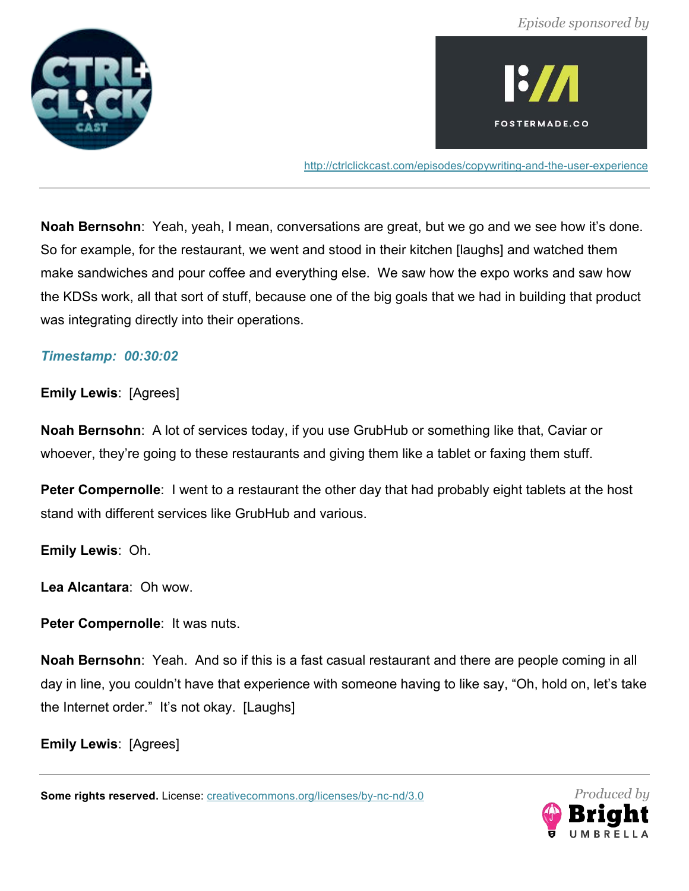**Noah Bernsohn**: Yeah, yeah, I mean, conversations are great, but we go and we see how it's done. So for example, for the restaurant, we went and stood in their kitchen [laughs] and watched them make sandwiches and pour coffee and everything else. We saw how the expo works and saw how the KDSs work, all that sort of stuff, because one of the big goals that we had in building that product was integrating directly into their operations.

***Timestamp: 00:30:02***

**Emily Lewis**: [Agrees]

**Noah Bernsohn**: A lot of services today, if you use GrubHub or something like that, Caviar or whoever, they're going to these restaurants and giving them like a tablet or faxing them stuff.

**Peter Compernolle**: I went to a restaurant the other day that had probably eight tablets at the host stand with different services like GrubHub and various.

**Emily Lewis**: Oh.

**Lea Alcantara**: Oh wow.

**Peter Compernolle**: It was nuts.

**Noah Bernsohn**: Yeah. And so if this is a fast casual restaurant and there are people coming in all day in line, you couldn't have that experience with someone having to like say, "Oh, hold on, let's take the Internet order." It's not okay. [Laughs]

**Emily Lewis**: [Agrees]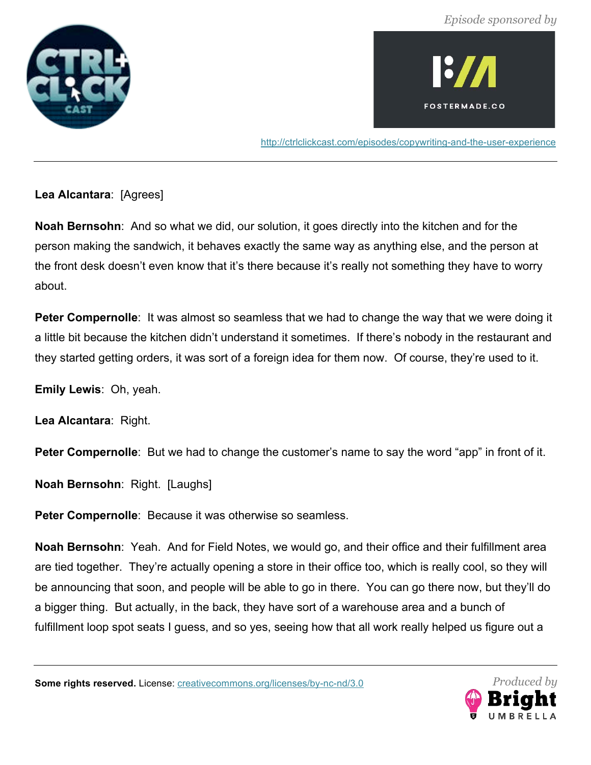**Lea Alcantara**: [Agrees]

**Noah Bernsohn**: And so what we did, our solution, it goes directly into the kitchen and for the person making the sandwich, it behaves exactly the same way as anything else, and the person at the front desk doesn't even know that it's there because it's really not something they have to worry about.

**Peter Compernolle**: It was almost so seamless that we had to change the way that we were doing it a little bit because the kitchen didn't understand it sometimes. If there's nobody in the restaurant and they started getting orders, it was sort of a foreign idea for them now. Of course, they're used to it.

**Emily Lewis**: Oh, yeah.

**Lea Alcantara**: Right.

**Peter Compernolle**: But we had to change the customer's name to say the word "app" in front of it.

**Noah Bernsohn**: Right. [Laughs]

**Peter Compernolle**: Because it was otherwise so seamless.

**Noah Bernsohn**: Yeah. And for Field Notes, we would go, and their office and their fulfillment area are tied together. They're actually opening a store in their office too, which is really cool, so they will be announcing that soon, and people will be able to go in there. You can go there now, but they'll do a bigger thing. But actually, in the back, they have sort of a warehouse area and a bunch of fulfillment loop spot seats I guess, and so yes, seeing how that all work really helped us figure out a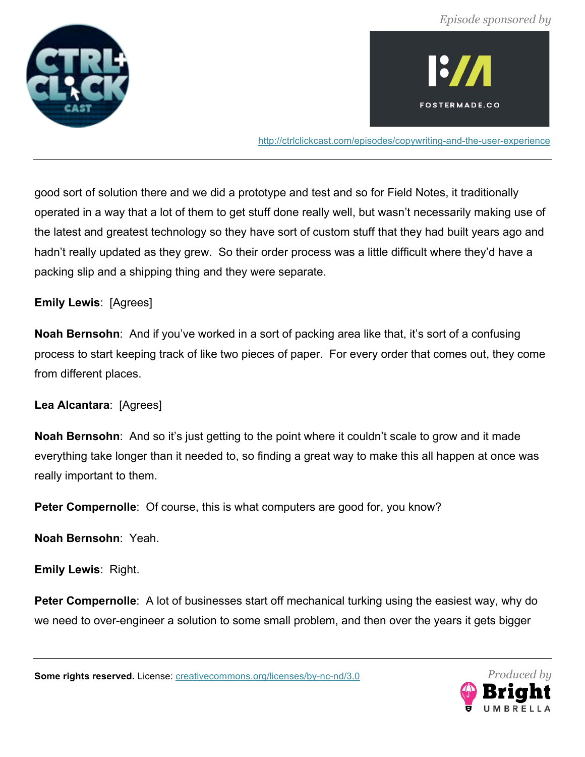good sort of solution there and we did a prototype and test and so for Field Notes, it traditionally operated in a way that a lot of them to get stuff done really well, but wasn't necessarily making use of the latest and greatest technology so they have sort of custom stuff that they had built years ago and hadn't really updated as they grew. So their order process was a little difficult where they'd have a packing slip and a shipping thing and they were separate.

**Emily Lewis**: [Agrees]

**Noah Bernsohn**: And if you've worked in a sort of packing area like that, it's sort of a confusing process to start keeping track of like two pieces of paper. For every order that comes out, they come from different places.

**Lea Alcantara**: [Agrees]

**Noah Bernsohn**: And so it's just getting to the point where it couldn't scale to grow and it made everything take longer than it needed to, so finding a great way to make this all happen at once was really important to them.

**Peter Compernolle**: Of course, this is what computers are good for, you know?

**Noah Bernsohn**: Yeah.

**Emily Lewis**: Right.

**Peter Compernolle**: A lot of businesses start off mechanical turking using the easiest way, why do we need to over-engineer a solution to some small problem, and then over the years it gets bigger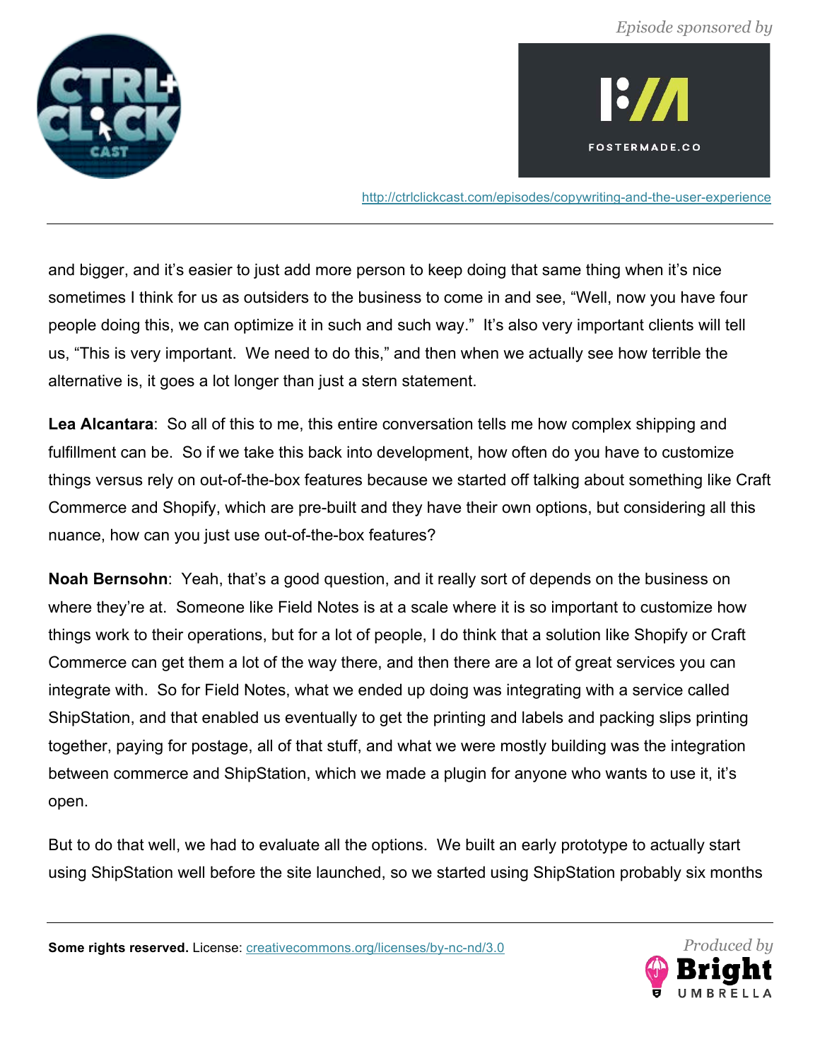and bigger, and it's easier to just add more person to keep doing that same thing when it's nice sometimes I think for us as outsiders to the business to come in and see, "Well, now you have four people doing this, we can optimize it in such and such way." It's also very important clients will tell us, "This is very important. We need to do this," and then when we actually see how terrible the alternative is, it goes a lot longer than just a stern statement.

**Lea Alcantara**: So all of this to me, this entire conversation tells me how complex shipping and fulfillment can be. So if we take this back into development, how often do you have to customize things versus rely on out-of-the-box features because we started off talking about something like Craft Commerce and Shopify, which are pre-built and they have their own options, but considering all this nuance, how can you just use out-of-the-box features?

**Noah Bernsohn**: Yeah, that's a good question, and it really sort of depends on the business on where they're at. Someone like Field Notes is at a scale where it is so important to customize how things work to their operations, but for a lot of people, I do think that a solution like Shopify or Craft Commerce can get them a lot of the way there, and then there are a lot of great services you can integrate with. So for Field Notes, what we ended up doing was integrating with a service called ShipStation, and that enabled us eventually to get the printing and labels and packing slips printing together, paying for postage, all of that stuff, and what we were mostly building was the integration between commerce and ShipStation, which we made a plugin for anyone who wants to use it, it's open.

But to do that well, we had to evaluate all the options. We built an early prototype to actually start using ShipStation well before the site launched, so we started using ShipStation probably six months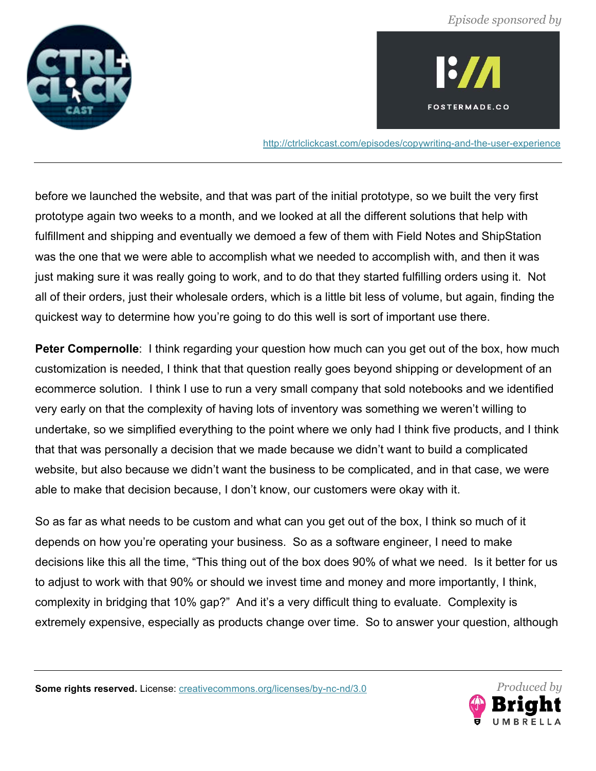before we launched the website, and that was part of the initial prototype, so we built the very first prototype again two weeks to a month, and we looked at all the different solutions that help with fulfillment and shipping and eventually we demoed a few of them with Field Notes and ShipStation was the one that we were able to accomplish what we needed to accomplish with, and then it was just making sure it was really going to work, and to do that they started fulfilling orders using it.  Not all of their orders, just their wholesale orders, which is a little bit less of volume, but again, finding the quickest way to determine how you're going to do this well is sort of important use there.

**Peter Compernolle**:  I think regarding your question how much can you get out of the box, how much customization is needed, I think that that question really goes beyond shipping or development of an ecommerce solution.  I think I use to run a very small company that sold notebooks and we identified very early on that the complexity of having lots of inventory was something we weren't willing to undertake, so we simplified everything to the point where we only had I think five products, and I think that that was personally a decision that we made because we didn't want to build a complicated website, but also because we didn't want the business to be complicated, and in that case, we were able to make that decision because, I don't know, our customers were okay with it.

So as far as what needs to be custom and what can you get out of the box, I think so much of it depends on how you're operating your business.  So as a software engineer, I need to make decisions like this all the time, "This thing out of the box does 90% of what we need.  Is it better for us to adjust to work with that 90% or should we invest time and money and more importantly, I think, complexity in bridging that 10% gap?"  And it's a very difficult thing to evaluate.  Complexity is extremely expensive, especially as products change over time.  So to answer your question, although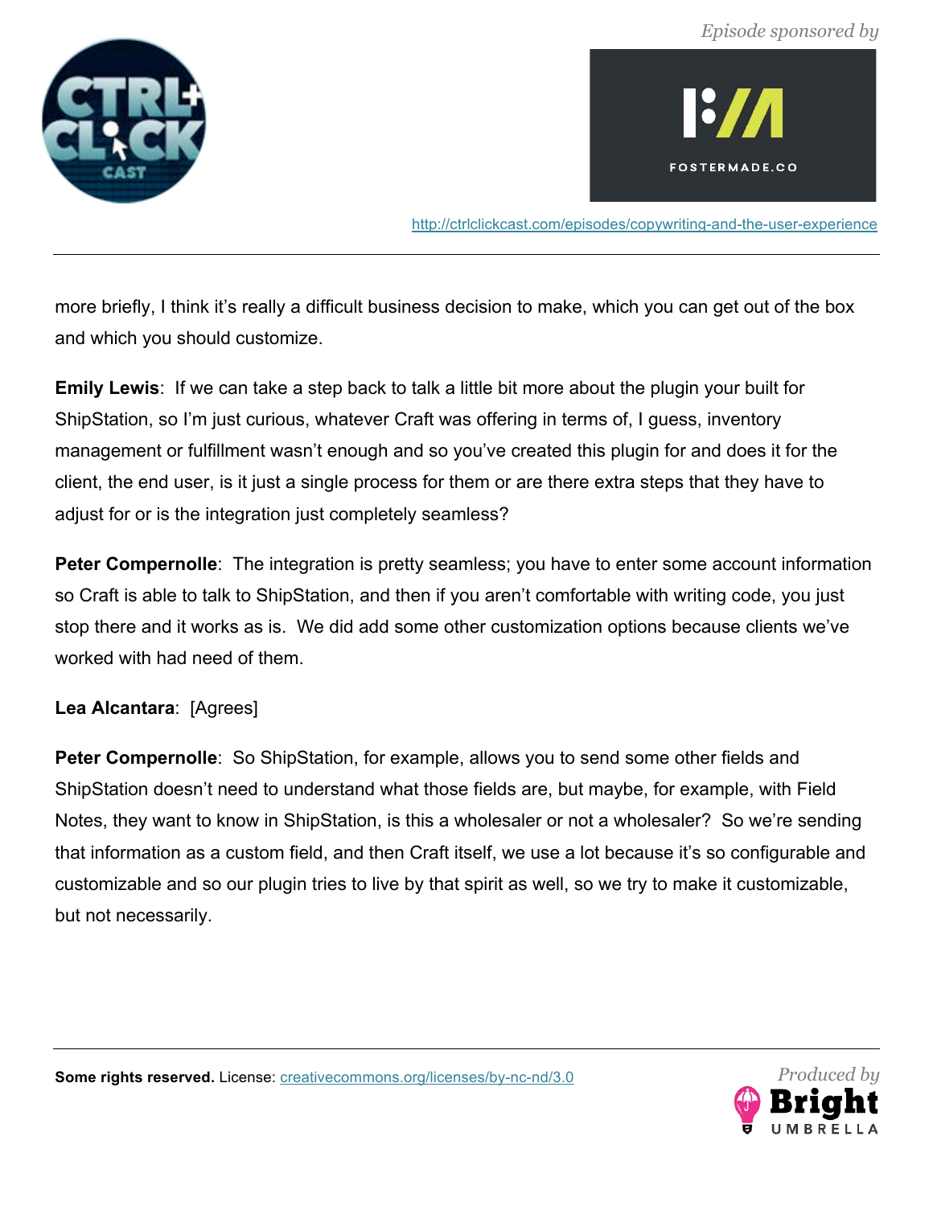more briefly, I think it's really a difficult business decision to make, which you can get out of the box and which you should customize.

**Emily Lewis**: If we can take a step back to talk a little bit more about the plugin your built for ShipStation, so I'm just curious, whatever Craft was offering in terms of, I guess, inventory management or fulfillment wasn't enough and so you've created this plugin for and does it for the client, the end user, is it just a single process for them or are there extra steps that they have to adjust for or is the integration just completely seamless?

**Peter Compernolle**: The integration is pretty seamless; you have to enter some account information so Craft is able to talk to ShipStation, and then if you aren't comfortable with writing code, you just stop there and it works as is. We did add some other customization options because clients we've worked with had need of them.

**Lea Alcantara**: [Agrees]

**Peter Compernolle**: So ShipStation, for example, allows you to send some other fields and ShipStation doesn't need to understand what those fields are, but maybe, for example, with Field Notes, they want to know in ShipStation, is this a wholesaler or not a wholesaler? So we're sending that information as a custom field, and then Craft itself, we use a lot because it's so configurable and customizable and so our plugin tries to live by that spirit as well, so we try to make it customizable, but not necessarily.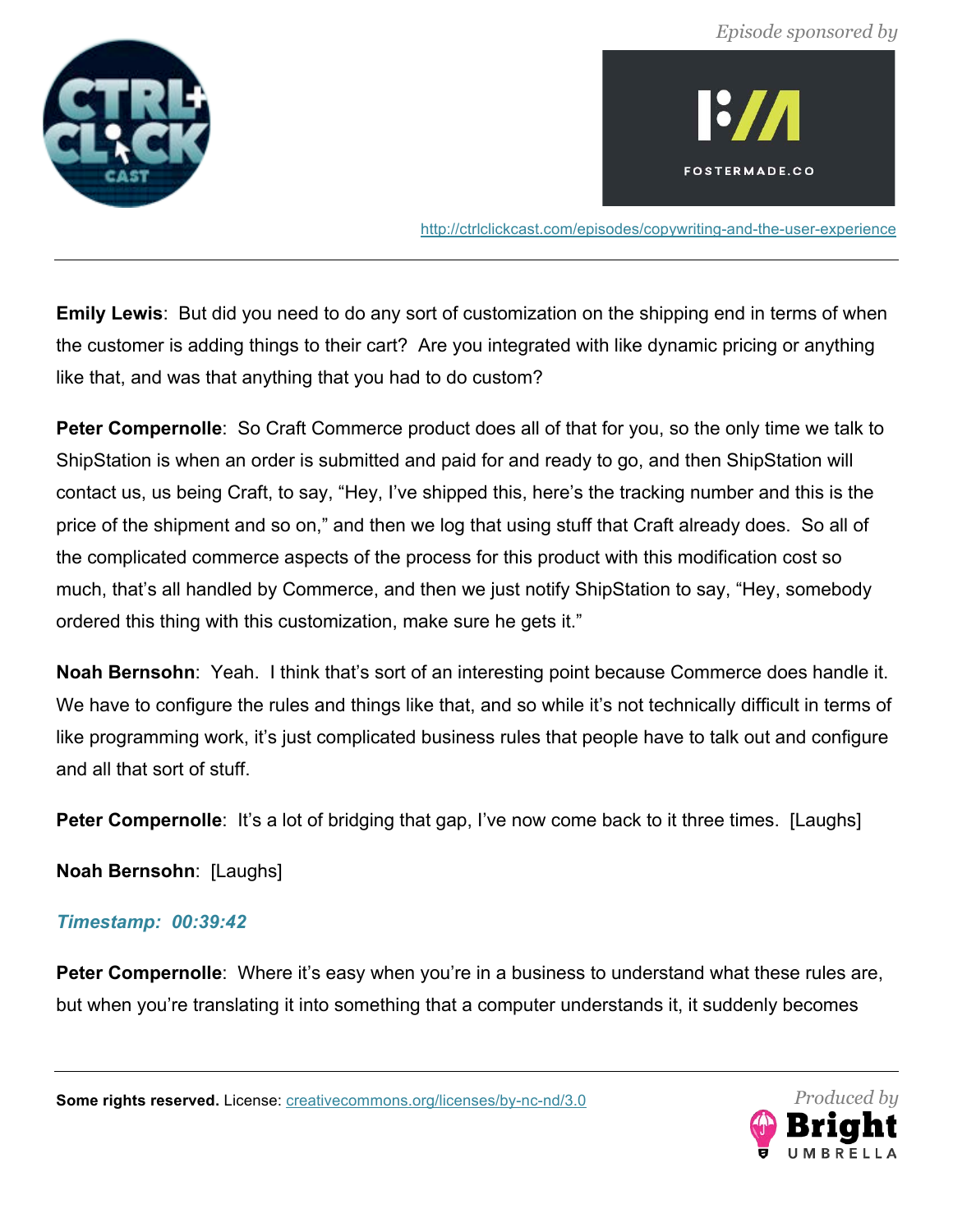**Emily Lewis**: But did you need to do any sort of customization on the shipping end in terms of when the customer is adding things to their cart? Are you integrated with like dynamic pricing or anything like that, and was that anything that you had to do custom?

**Peter Compernolle**: So Craft Commerce product does all of that for you, so the only time we talk to ShipStation is when an order is submitted and paid for and ready to go, and then ShipStation will contact us, us being Craft, to say, "Hey, I've shipped this, here's the tracking number and this is the price of the shipment and so on," and then we log that using stuff that Craft already does. So all of the complicated commerce aspects of the process for this product with this modification cost so much, that's all handled by Commerce, and then we just notify ShipStation to say, "Hey, somebody ordered this thing with this customization, make sure he gets it."

**Noah Bernsohn**: Yeah. I think that's sort of an interesting point because Commerce does handle it. We have to configure the rules and things like that, and so while it's not technically difficult in terms of like programming work, it's just complicated business rules that people have to talk out and configure and all that sort of stuff.

**Peter Compernolle**: It's a lot of bridging that gap, I've now come back to it three times. [Laughs]

**Noah Bernsohn**: [Laughs]

*Timestamp: 00:39:42*

**Peter Compernolle**: Where it's easy when you're in a business to understand what these rules are, but when you're translating it into something that a computer understands it, it suddenly becomes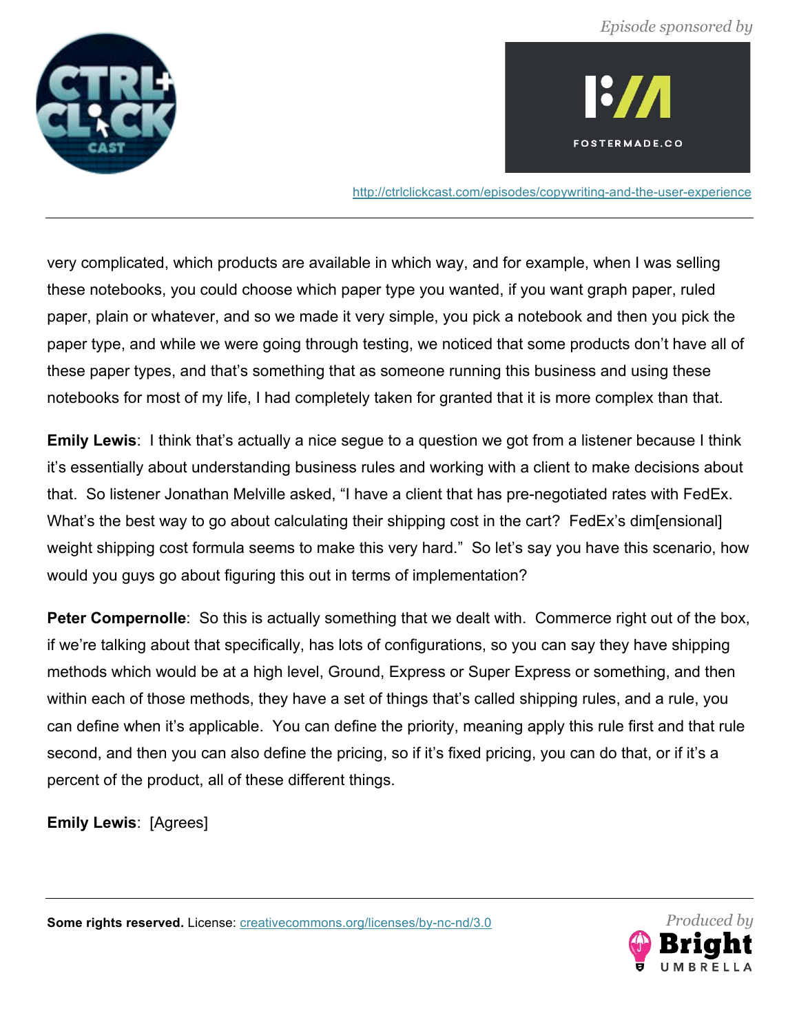very complicated, which products are available in which way, and for example, when I was selling these notebooks, you could choose which paper type you wanted, if you want graph paper, ruled paper, plain or whatever, and so we made it very simple, you pick a notebook and then you pick the paper type, and while we were going through testing, we noticed that some products don't have all of these paper types, and that's something that as someone running this business and using these notebooks for most of my life, I had completely taken for granted that it is more complex than that.

**Emily Lewis**: I think that's actually a nice segue to a question we got from a listener because I think it's essentially about understanding business rules and working with a client to make decisions about that. So listener Jonathan Melville asked, "I have a client that has pre-negotiated rates with FedEx. What's the best way to go about calculating their shipping cost in the cart? FedEx's dim[ensional] weight shipping cost formula seems to make this very hard." So let's say you have this scenario, how would you guys go about figuring this out in terms of implementation?

**Peter Compernolle**: So this is actually something that we dealt with. Commerce right out of the box, if we're talking about that specifically, has lots of configurations, so you can say they have shipping methods which would be at a high level, Ground, Express or Super Express or something, and then within each of those methods, they have a set of things that's called shipping rules, and a rule, you can define when it's applicable. You can define the priority, meaning apply this rule first and that rule second, and then you can also define the pricing, so if it's fixed pricing, you can do that, or if it's a percent of the product, all of these different things.

**Emily Lewis**: [Agrees]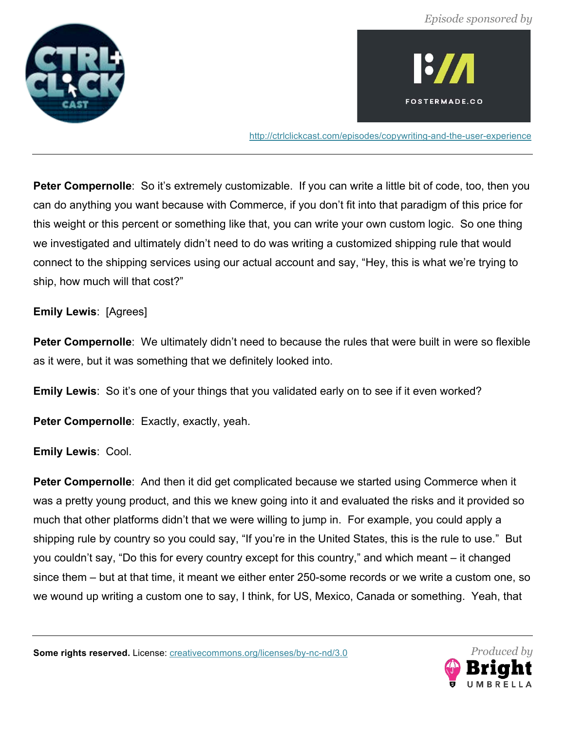**Peter Compernolle**: So it's extremely customizable. If you can write a little bit of code, too, then you can do anything you want because with Commerce, if you don't fit into that paradigm of this price for this weight or this percent or something like that, you can write your own custom logic. So one thing we investigated and ultimately didn't need to do was writing a customized shipping rule that would connect to the shipping services using our actual account and say, "Hey, this is what we're trying to ship, how much will that cost?"

**Emily Lewis**: [Agrees]

**Peter Compernolle**: We ultimately didn't need to because the rules that were built in were so flexible as it were, but it was something that we definitely looked into.

**Emily Lewis**: So it's one of your things that you validated early on to see if it even worked?

**Peter Compernolle**: Exactly, exactly, yeah.

**Emily Lewis**: Cool.

**Peter Compernolle**: And then it did get complicated because we started using Commerce when it was a pretty young product, and this we knew going into it and evaluated the risks and it provided so much that other platforms didn't that we were willing to jump in. For example, you could apply a shipping rule by country so you could say, "If you're in the United States, this is the rule to use." But you couldn't say, "Do this for every country except for this country," and which meant – it changed since them – but at that time, it meant we either enter 250-some records or we write a custom one, so we wound up writing a custom one to say, I think, for US, Mexico, Canada or something. Yeah, that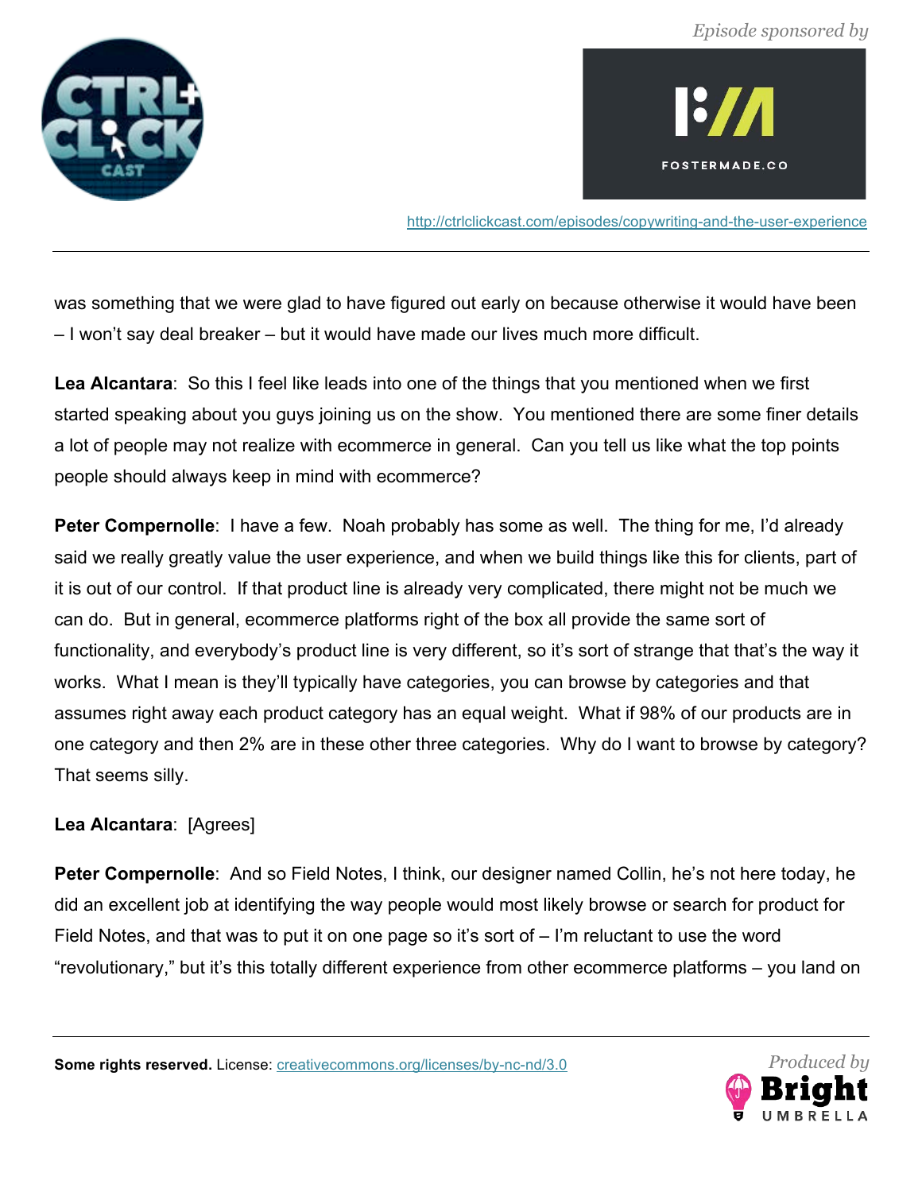was something that we were glad to have figured out early on because otherwise it would have been – I won't say deal breaker – but it would have made our lives much more difficult.

**Lea Alcantara**: So this I feel like leads into one of the things that you mentioned when we first started speaking about you guys joining us on the show. You mentioned there are some finer details a lot of people may not realize with ecommerce in general. Can you tell us like what the top points people should always keep in mind with ecommerce?

**Peter Compernolle**: I have a few. Noah probably has some as well. The thing for me, I'd already said we really greatly value the user experience, and when we build things like this for clients, part of it is out of our control. If that product line is already very complicated, there might not be much we can do. But in general, ecommerce platforms right of the box all provide the same sort of functionality, and everybody's product line is very different, so it's sort of strange that that's the way it works. What I mean is they'll typically have categories, you can browse by categories and that assumes right away each product category has an equal weight. What if 98% of our products are in one category and then 2% are in these other three categories. Why do I want to browse by category? That seems silly.

**Lea Alcantara**: [Agrees]

**Peter Compernolle**: And so Field Notes, I think, our designer named Collin, he's not here today, he did an excellent job at identifying the way people would most likely browse or search for product for Field Notes, and that was to put it on one page so it's sort of – I'm reluctant to use the word "revolutionary," but it's this totally different experience from other ecommerce platforms – you land on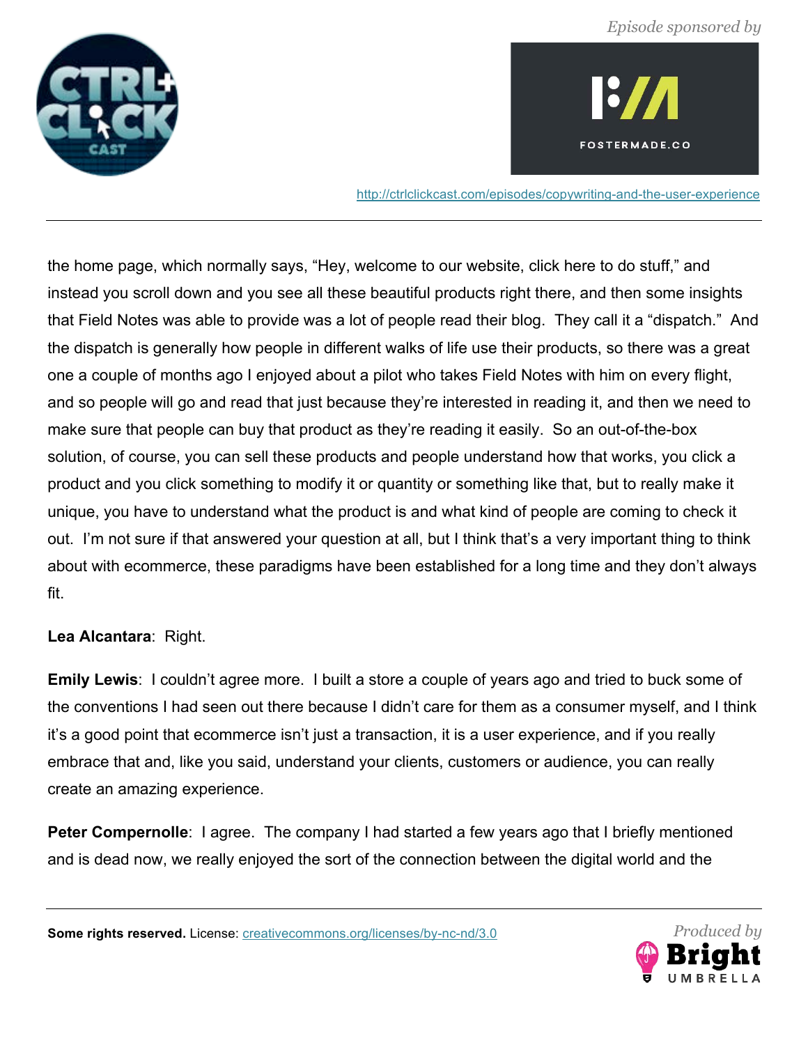the home page, which normally says, "Hey, welcome to our website, click here to do stuff," and instead you scroll down and you see all these beautiful products right there, and then some insights that Field Notes was able to provide was a lot of people read their blog. They call it a "dispatch." And the dispatch is generally how people in different walks of life use their products, so there was a great one a couple of months ago I enjoyed about a pilot who takes Field Notes with him on every flight, and so people will go and read that just because they're interested in reading it, and then we need to make sure that people can buy that product as they're reading it easily. So an out-of-the-box solution, of course, you can sell these products and people understand how that works, you click a product and you click something to modify it or quantity or something like that, but to really make it unique, you have to understand what the product is and what kind of people are coming to check it out. I'm not sure if that answered your question at all, but I think that's a very important thing to think about with ecommerce, these paradigms have been established for a long time and they don't always fit.

**Lea Alcantara**: Right.

**Emily Lewis**: I couldn't agree more. I built a store a couple of years ago and tried to buck some of the conventions I had seen out there because I didn't care for them as a consumer myself, and I think it's a good point that ecommerce isn't just a transaction, it is a user experience, and if you really embrace that and, like you said, understand your clients, customers or audience, you can really create an amazing experience.

**Peter Compernolle**: I agree. The company I had started a few years ago that I briefly mentioned and is dead now, we really enjoyed the sort of the connection between the digital world and the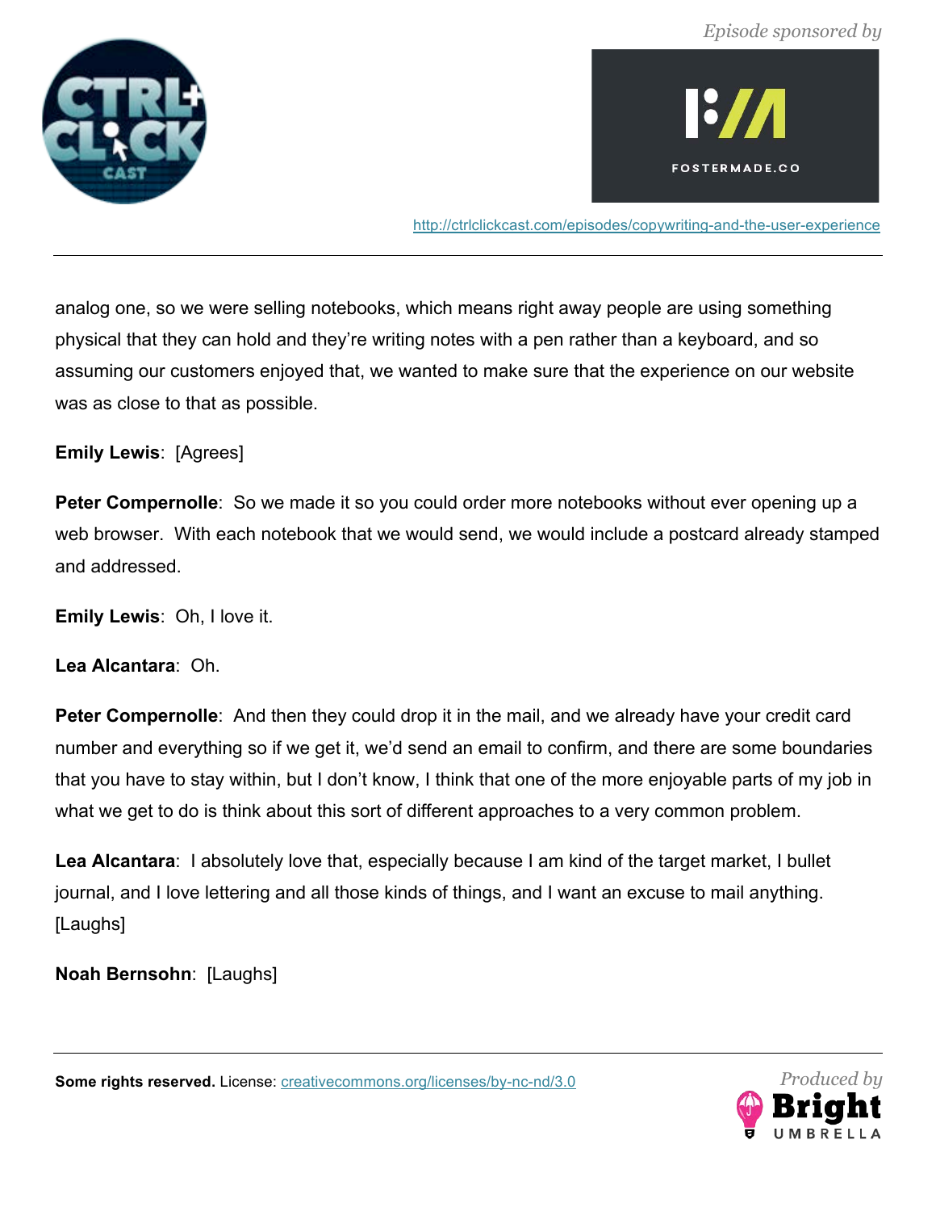analog one, so we were selling notebooks, which means right away people are using something physical that they can hold and they're writing notes with a pen rather than a keyboard, and so assuming our customers enjoyed that, we wanted to make sure that the experience on our website was as close to that as possible.

**Emily Lewis**: [Agrees]

**Peter Compernolle**: So we made it so you could order more notebooks without ever opening up a web browser. With each notebook that we would send, we would include a postcard already stamped and addressed.

**Emily Lewis**: Oh, I love it.

**Lea Alcantara**: Oh.

**Peter Compernolle**: And then they could drop it in the mail, and we already have your credit card number and everything so if we get it, we'd send an email to confirm, and there are some boundaries that you have to stay within, but I don't know, I think that one of the more enjoyable parts of my job in what we get to do is think about this sort of different approaches to a very common problem.

**Lea Alcantara**: I absolutely love that, especially because I am kind of the target market, I bullet journal, and I love lettering and all those kinds of things, and I want an excuse to mail anything. [Laughs]

**Noah Bernsohn**: [Laughs]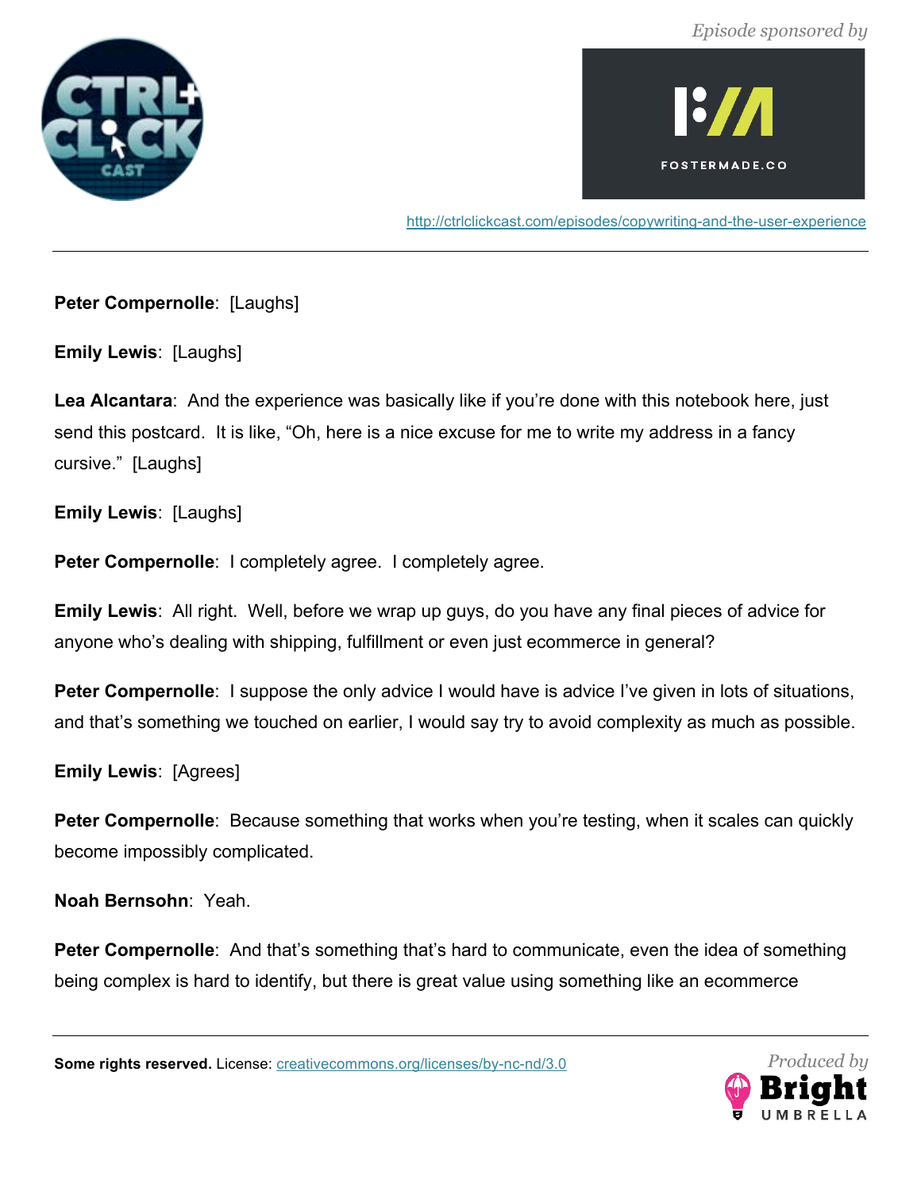**Peter Compernolle**: [Laughs]

**Emily Lewis**: [Laughs]

**Lea Alcantara**: And the experience was basically like if you're done with this notebook here, just send this postcard. It is like, "Oh, here is a nice excuse for me to write my address in a fancy cursive." [Laughs]

**Emily Lewis**: [Laughs]

**Peter Compernolle**: I completely agree. I completely agree.

**Emily Lewis**: All right. Well, before we wrap up guys, do you have any final pieces of advice for anyone who's dealing with shipping, fulfillment or even just ecommerce in general?

**Peter Compernolle**: I suppose the only advice I would have is advice I've given in lots of situations, and that's something we touched on earlier, I would say try to avoid complexity as much as possible.

**Emily Lewis**: [Agrees]

**Peter Compernolle**: Because something that works when you're testing, when it scales can quickly become impossibly complicated.

**Noah Bernsohn**: Yeah.

**Peter Compernolle**: And that's something that's hard to communicate, even the idea of something being complex is hard to identify, but there is great value using something like an ecommerce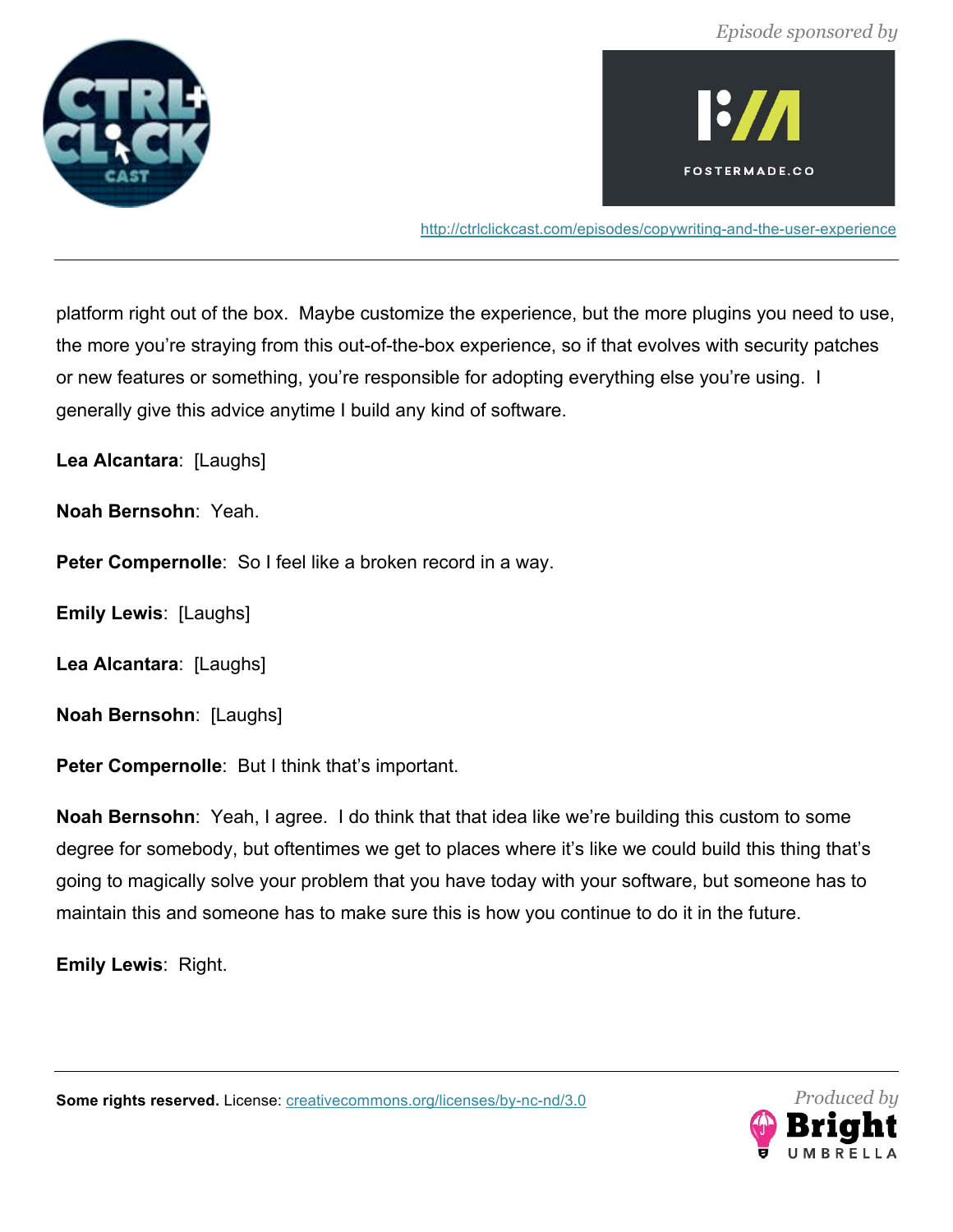platform right out of the box. Maybe customize the experience, but the more plugins you need to use, the more you're straying from this out-of-the-box experience, so if that evolves with security patches or new features or something, you're responsible for adopting everything else you're using. I generally give this advice anytime I build any kind of software.

**Lea Alcantara**: [Laughs]

**Noah Bernsohn**: Yeah.

**Peter Compernolle**: So I feel like a broken record in a way.

**Emily Lewis**: [Laughs]

**Lea Alcantara**: [Laughs]

**Noah Bernsohn**: [Laughs]

**Peter Compernolle**: But I think that's important.

**Noah Bernsohn**: Yeah, I agree. I do think that that idea like we're building this custom to some degree for somebody, but oftentimes we get to places where it's like we could build this thing that's going to magically solve your problem that you have today with your software, but someone has to maintain this and someone has to make sure this is how you continue to do it in the future.

**Emily Lewis**: Right.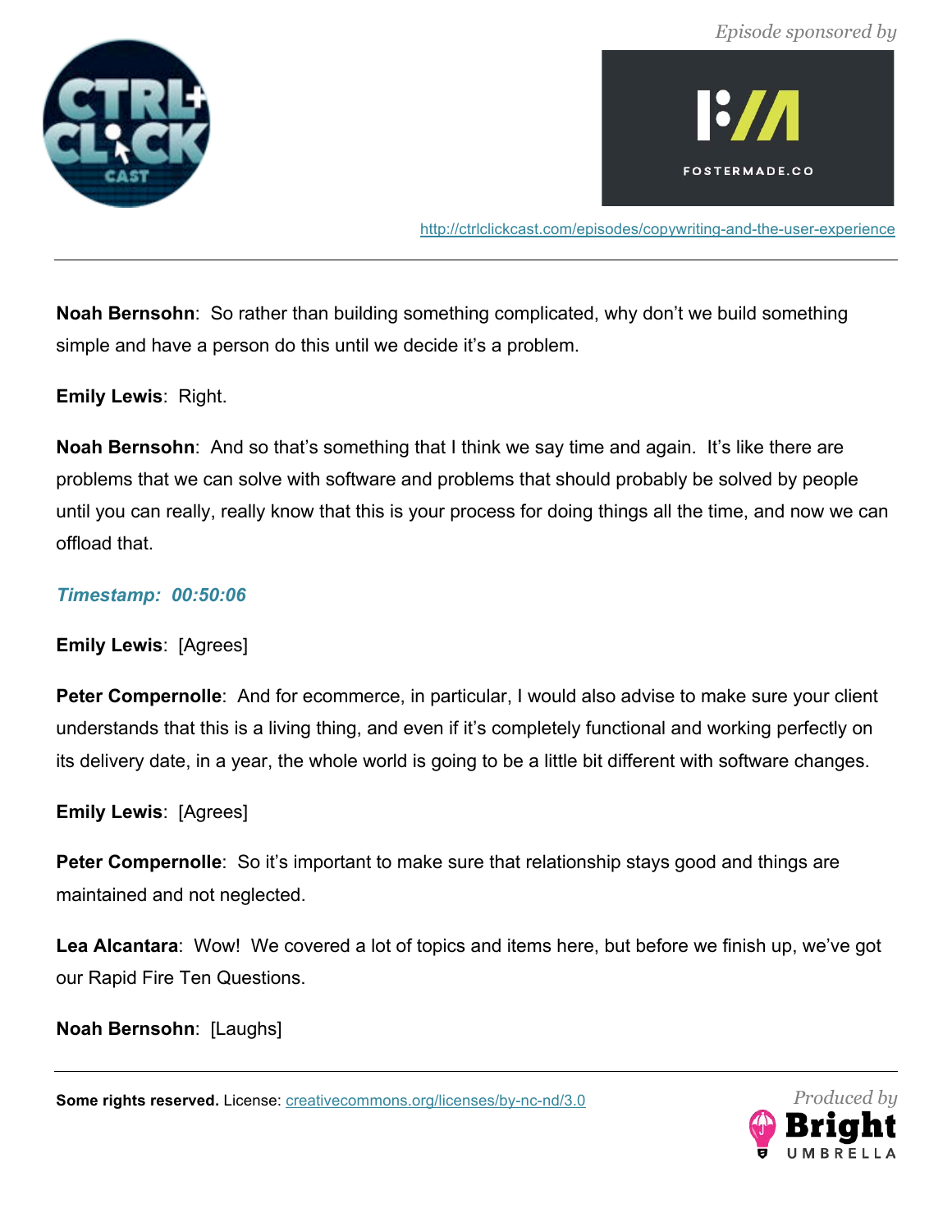**Noah Bernsohn**: So rather than building something complicated, why don't we build something simple and have a person do this until we decide it's a problem.

**Emily Lewis**: Right.

**Noah Bernsohn**: And so that's something that I think we say time and again. It's like there are problems that we can solve with software and problems that should probably be solved by people until you can really, really know that this is your process for doing things all the time, and now we can offload that.

***Timestamp: 00:50:06***

**Emily Lewis**: [Agrees]

**Peter Compernolle**: And for ecommerce, in particular, I would also advise to make sure your client understands that this is a living thing, and even if it's completely functional and working perfectly on its delivery date, in a year, the whole world is going to be a little bit different with software changes.

**Emily Lewis**: [Agrees]

**Peter Compernolle**: So it's important to make sure that relationship stays good and things are maintained and not neglected.

**Lea Alcantara**: Wow! We covered a lot of topics and items here, but before we finish up, we've got our Rapid Fire Ten Questions.

**Noah Bernsohn**: [Laughs]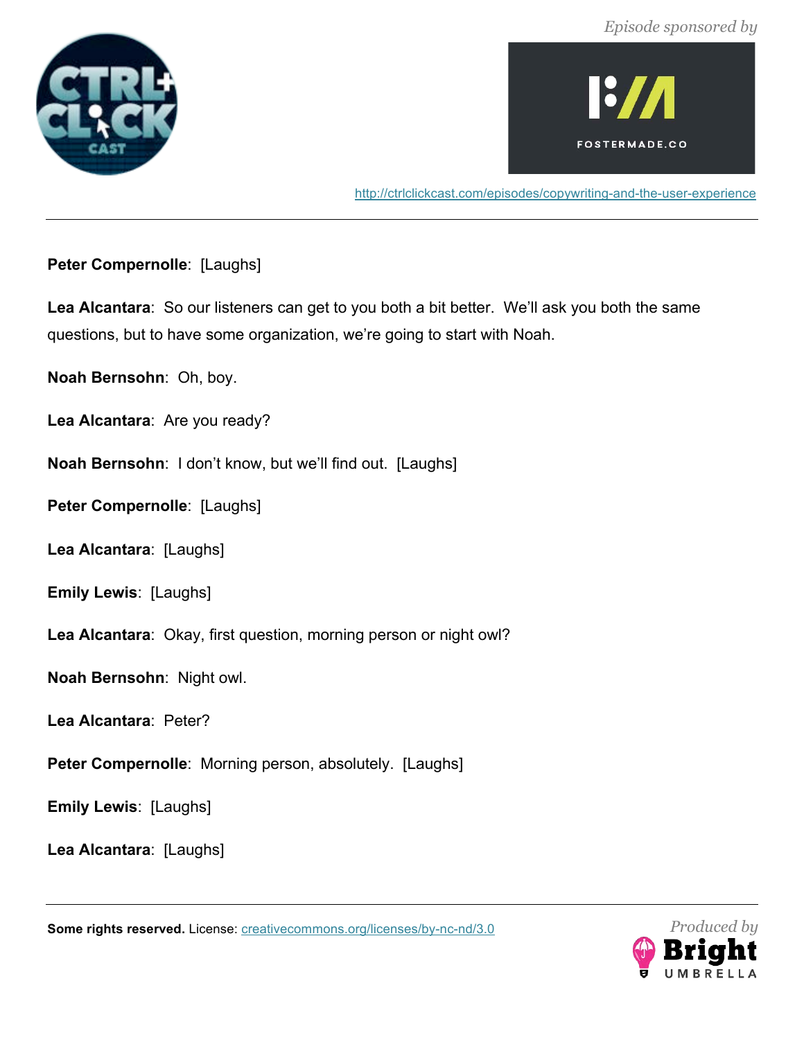**Peter Compernolle**: [Laughs]

**Lea Alcantara**: So our listeners can get to you both a bit better. We'll ask you both the same questions, but to have some organization, we're going to start with Noah.

**Noah Bernsohn**: Oh, boy.

**Lea Alcantara**: Are you ready?

**Noah Bernsohn**: I don't know, but we'll find out. [Laughs]

**Peter Compernolle**: [Laughs]

**Lea Alcantara**: [Laughs]

**Emily Lewis**: [Laughs]

**Lea Alcantara**: Okay, first question, morning person or night owl?

**Noah Bernsohn**: Night owl.

**Lea Alcantara**: Peter?

**Peter Compernolle**: Morning person, absolutely. [Laughs]

**Emily Lewis**: [Laughs]

**Lea Alcantara**: [Laughs]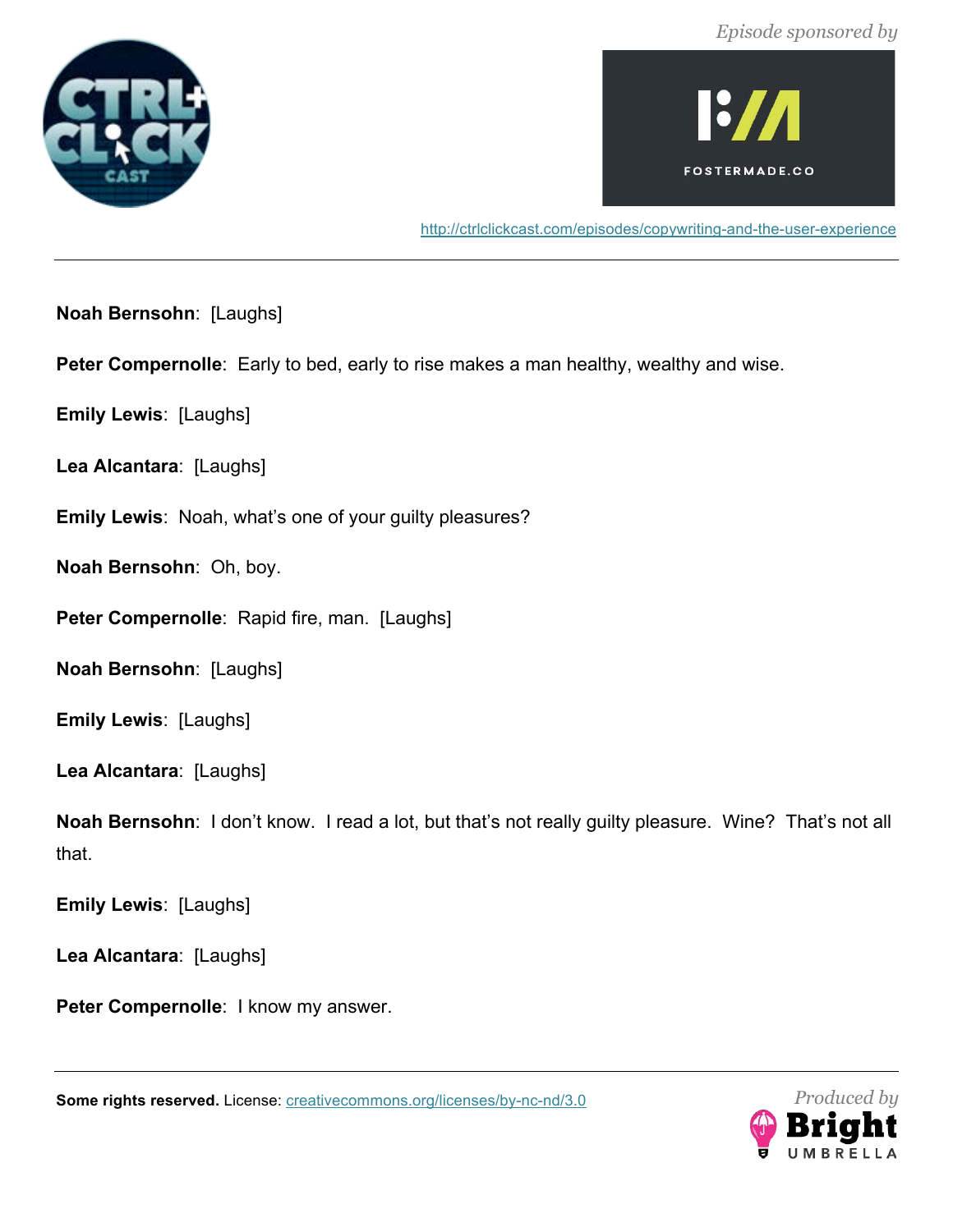**Noah Bernsohn**: [Laughs]

**Peter Compernolle**: Early to bed, early to rise makes a man healthy, wealthy and wise.

**Emily Lewis**: [Laughs]

**Lea Alcantara**: [Laughs]

**Emily Lewis**: Noah, what's one of your guilty pleasures?

**Noah Bernsohn**: Oh, boy.

**Peter Compernolle**: Rapid fire, man. [Laughs]

**Noah Bernsohn**: [Laughs]

**Emily Lewis**: [Laughs]

**Lea Alcantara**: [Laughs]

**Noah Bernsohn**: I don't know. I read a lot, but that's not really guilty pleasure. Wine? That's not all that.

**Emily Lewis**: [Laughs]

**Lea Alcantara**: [Laughs]

**Peter Compernolle**: I know my answer.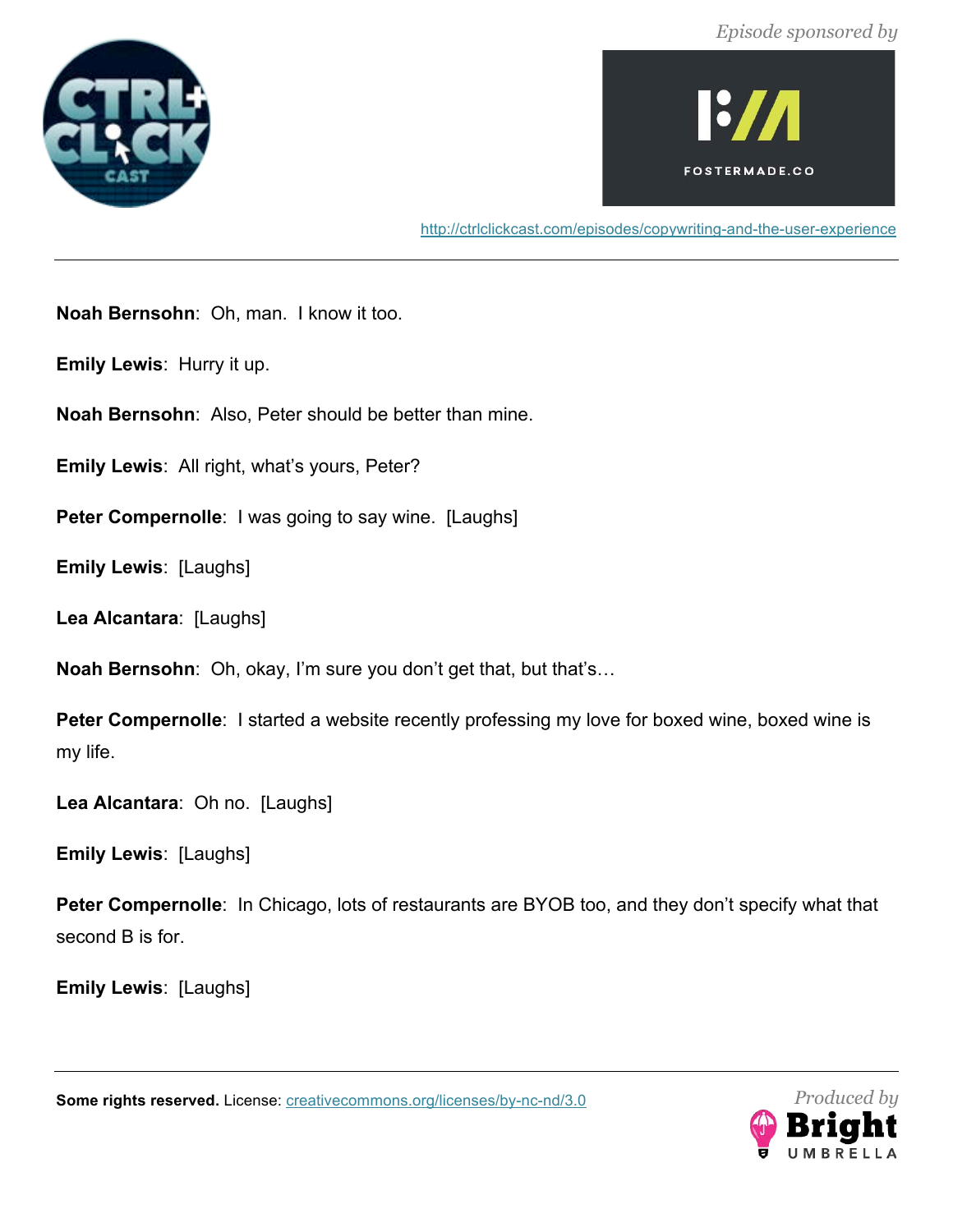**Noah Bernsohn**: Oh, man. I know it too.

**Emily Lewis**: Hurry it up.

**Noah Bernsohn**: Also, Peter should be better than mine.

**Emily Lewis**: All right, what's yours, Peter?

**Peter Compernolle**: I was going to say wine. [Laughs]

**Emily Lewis**: [Laughs]

**Lea Alcantara**: [Laughs]

**Noah Bernsohn**: Oh, okay, I'm sure you don't get that, but that's…

**Peter Compernolle**: I started a website recently professing my love for boxed wine, boxed wine is my life.

**Lea Alcantara**: Oh no. [Laughs]

**Emily Lewis**: [Laughs]

**Peter Compernolle**: In Chicago, lots of restaurants are BYOB too, and they don't specify what that second B is for.

**Emily Lewis**: [Laughs]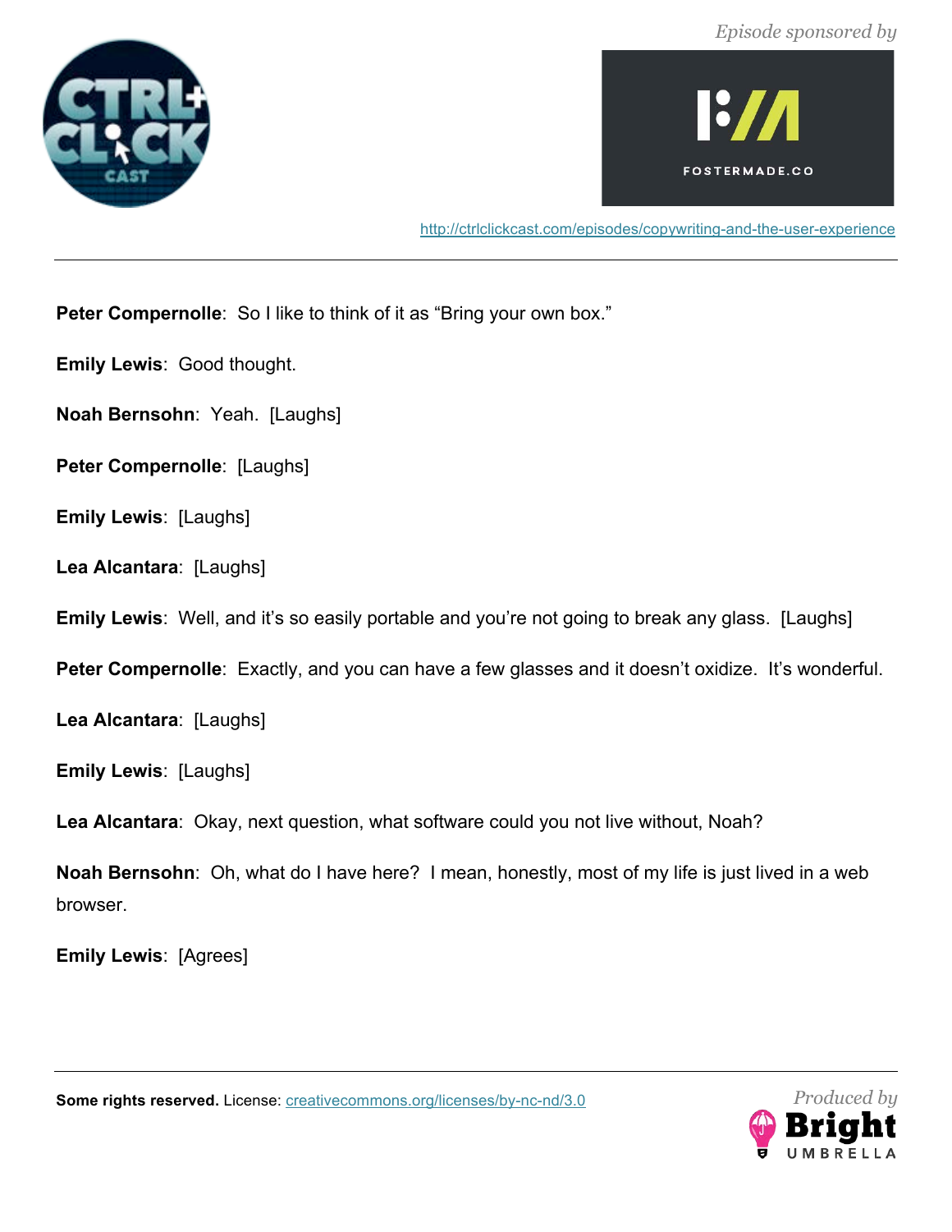**Peter Compernolle**: So I like to think of it as “Bring your own box.”

**Emily Lewis**: Good thought.

**Noah Bernsohn**: Yeah. [Laughs]

**Peter Compernolle**: [Laughs]

**Emily Lewis**: [Laughs]

**Lea Alcantara**: [Laughs]

**Emily Lewis**: Well, and it’s so easily portable and you’re not going to break any glass. [Laughs]

**Peter Compernolle**: Exactly, and you can have a few glasses and it doesn’t oxidize. It’s wonderful.

**Lea Alcantara**: [Laughs]

**Emily Lewis**: [Laughs]

**Lea Alcantara**: Okay, next question, what software could you not live without, Noah?

**Noah Bernsohn**: Oh, what do I have here? I mean, honestly, most of my life is just lived in a web browser.

**Emily Lewis**: [Agrees]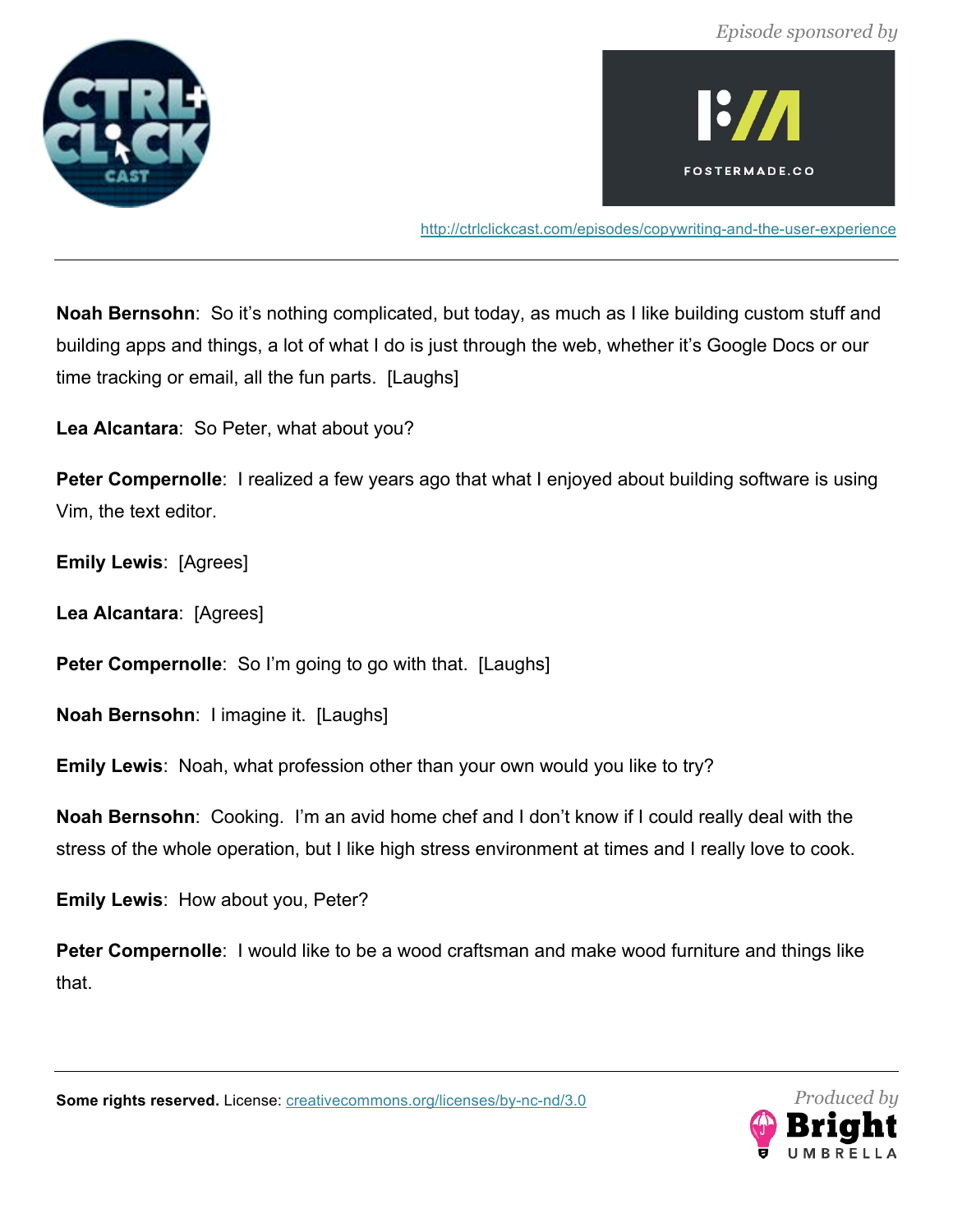**Noah Bernsohn**: So it's nothing complicated, but today, as much as I like building custom stuff and building apps and things, a lot of what I do is just through the web, whether it's Google Docs or our time tracking or email, all the fun parts. [Laughs]

**Lea Alcantara**: So Peter, what about you?

**Peter Compernolle**: I realized a few years ago that what I enjoyed about building software is using Vim, the text editor.

**Emily Lewis**: [Agrees]

**Lea Alcantara**: [Agrees]

**Peter Compernolle**: So I'm going to go with that. [Laughs]

**Noah Bernsohn**: I imagine it. [Laughs]

**Emily Lewis**: Noah, what profession other than your own would you like to try?

**Noah Bernsohn**: Cooking. I'm an avid home chef and I don't know if I could really deal with the stress of the whole operation, but I like high stress environment at times and I really love to cook.

**Emily Lewis**: How about you, Peter?

**Peter Compernolle**: I would like to be a wood craftsman and make wood furniture and things like that.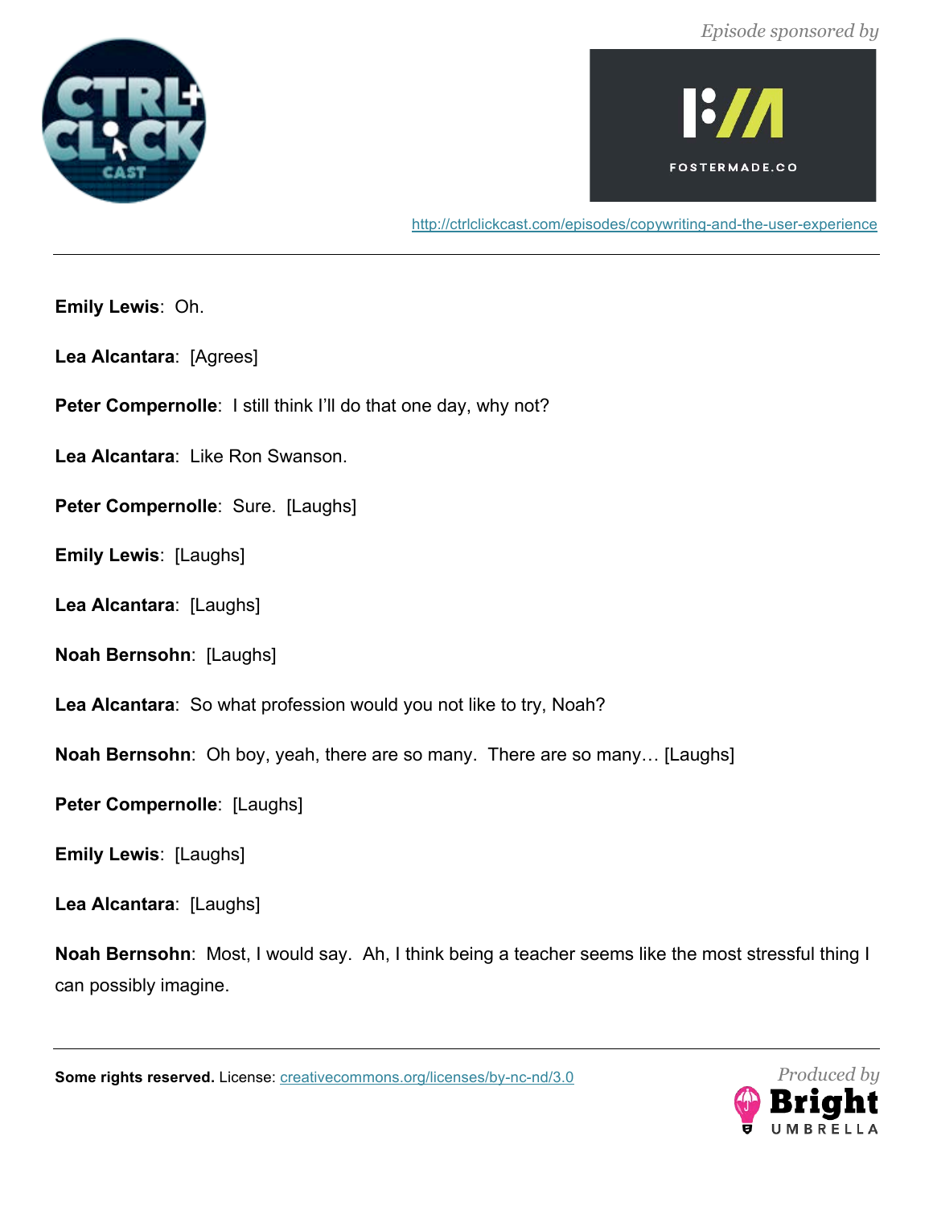**Emily Lewis**: Oh.

**Lea Alcantara**: [Agrees]

**Peter Compernolle**: I still think I'll do that one day, why not?

**Lea Alcantara**: Like Ron Swanson.

**Peter Compernolle**: Sure. [Laughs]

**Emily Lewis**: [Laughs]

**Lea Alcantara**: [Laughs]

**Noah Bernsohn**: [Laughs]

**Lea Alcantara**: So what profession would you not like to try, Noah?

**Noah Bernsohn**: Oh boy, yeah, there are so many. There are so many… [Laughs]

**Peter Compernolle**: [Laughs]

**Emily Lewis**: [Laughs]

**Lea Alcantara**: [Laughs]

**Noah Bernsohn**: Most, I would say. Ah, I think being a teacher seems like the most stressful thing I can possibly imagine.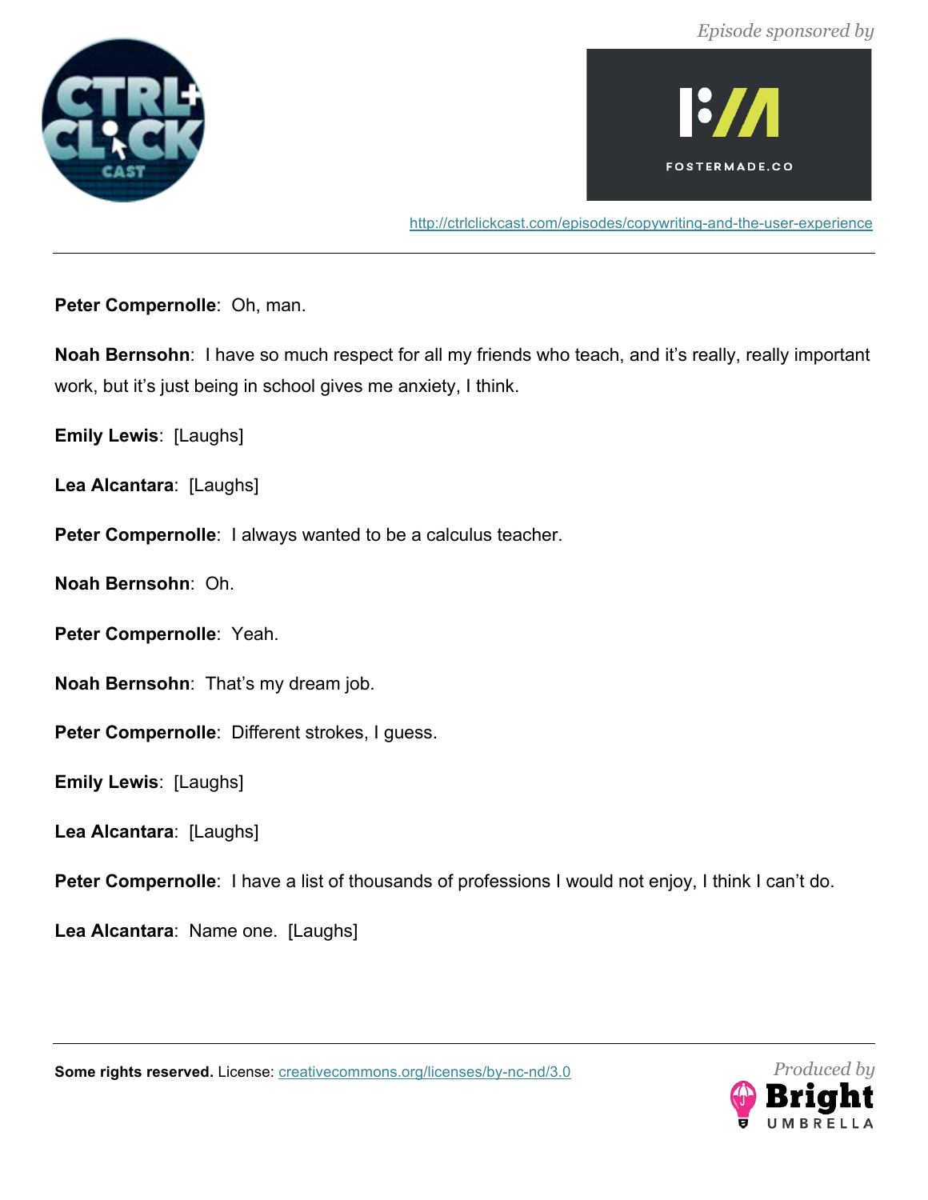**Peter Compernolle**: Oh, man.

**Noah Bernsohn**: I have so much respect for all my friends who teach, and it's really, really important work, but it's just being in school gives me anxiety, I think.

**Emily Lewis**: [Laughs]

**Lea Alcantara**: [Laughs]

**Peter Compernolle**: I always wanted to be a calculus teacher.

**Noah Bernsohn**: Oh.

**Peter Compernolle**: Yeah.

**Noah Bernsohn**: That's my dream job.

**Peter Compernolle**: Different strokes, I guess.

**Emily Lewis**: [Laughs]

**Lea Alcantara**: [Laughs]

**Peter Compernolle**: I have a list of thousands of professions I would not enjoy, I think I can't do.

**Lea Alcantara**: Name one. [Laughs]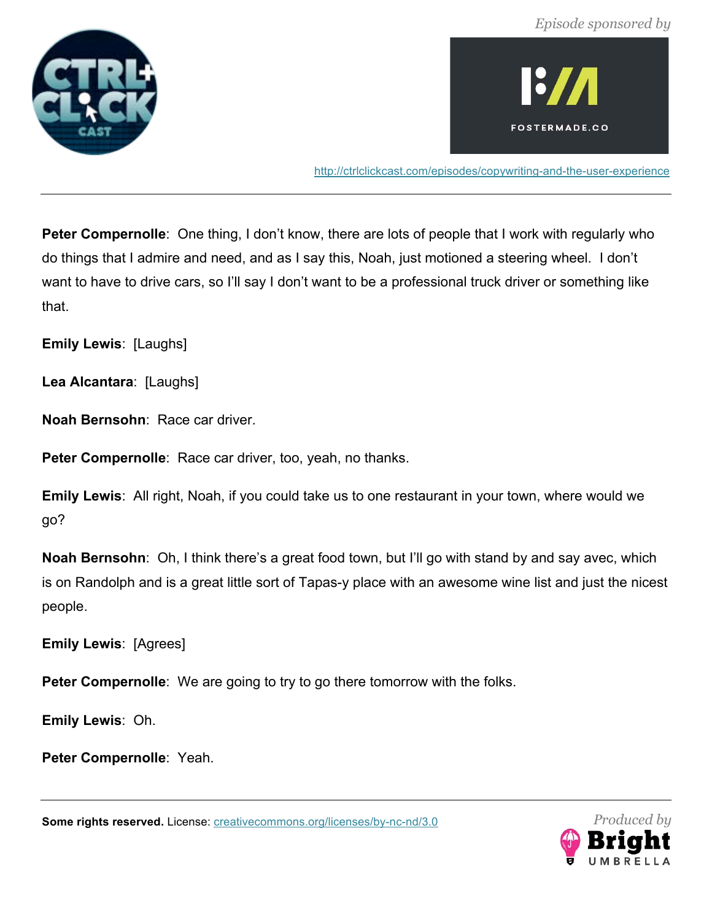**Peter Compernolle**: One thing, I don't know, there are lots of people that I work with regularly who do things that I admire and need, and as I say this, Noah, just motioned a steering wheel. I don't want to have to drive cars, so I'll say I don't want to be a professional truck driver or something like that.

**Emily Lewis**: [Laughs]

**Lea Alcantara**: [Laughs]

**Noah Bernsohn**: Race car driver.

**Peter Compernolle**: Race car driver, too, yeah, no thanks.

**Emily Lewis**: All right, Noah, if you could take us to one restaurant in your town, where would we go?

**Noah Bernsohn**: Oh, I think there's a great food town, but I'll go with stand by and say avec, which is on Randolph and is a great little sort of Tapas-y place with an awesome wine list and just the nicest people.

**Emily Lewis**: [Agrees]

**Peter Compernolle**: We are going to try to go there tomorrow with the folks.

**Emily Lewis**: Oh.

**Peter Compernolle**: Yeah.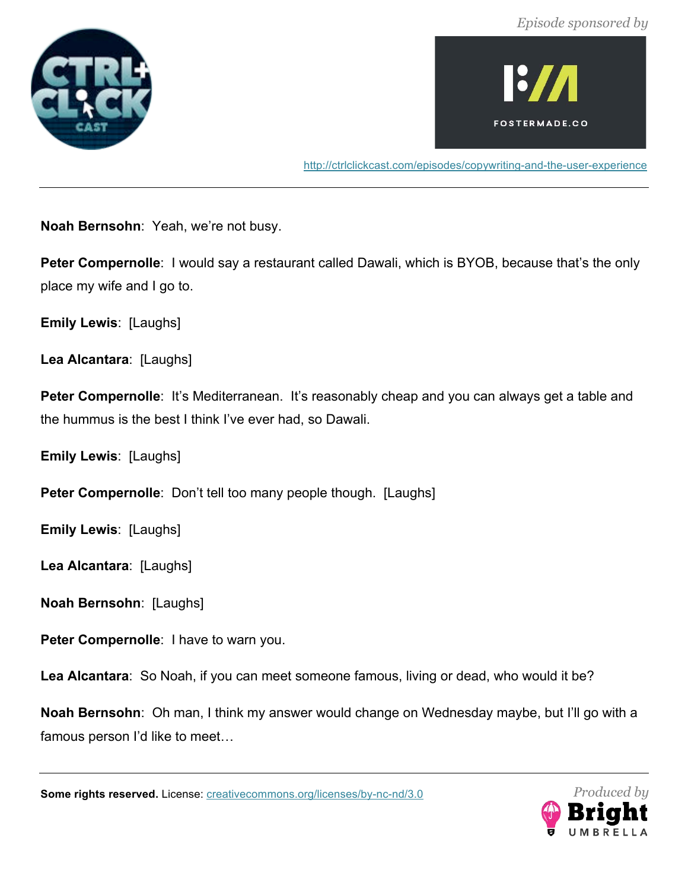**Noah Bernsohn**: Yeah, we're not busy.

**Peter Compernolle**: I would say a restaurant called Dawali, which is BYOB, because that's the only place my wife and I go to.

**Emily Lewis**: [Laughs]

**Lea Alcantara**: [Laughs]

**Peter Compernolle**: It's Mediterranean. It's reasonably cheap and you can always get a table and the hummus is the best I think I've ever had, so Dawali.

**Emily Lewis**: [Laughs]

**Peter Compernolle**: Don't tell too many people though. [Laughs]

**Emily Lewis**: [Laughs]

**Lea Alcantara**: [Laughs]

**Noah Bernsohn**: [Laughs]

**Peter Compernolle**: I have to warn you.

**Lea Alcantara**: So Noah, if you can meet someone famous, living or dead, who would it be?

**Noah Bernsohn**: Oh man, I think my answer would change on Wednesday maybe, but I'll go with a famous person I'd like to meet…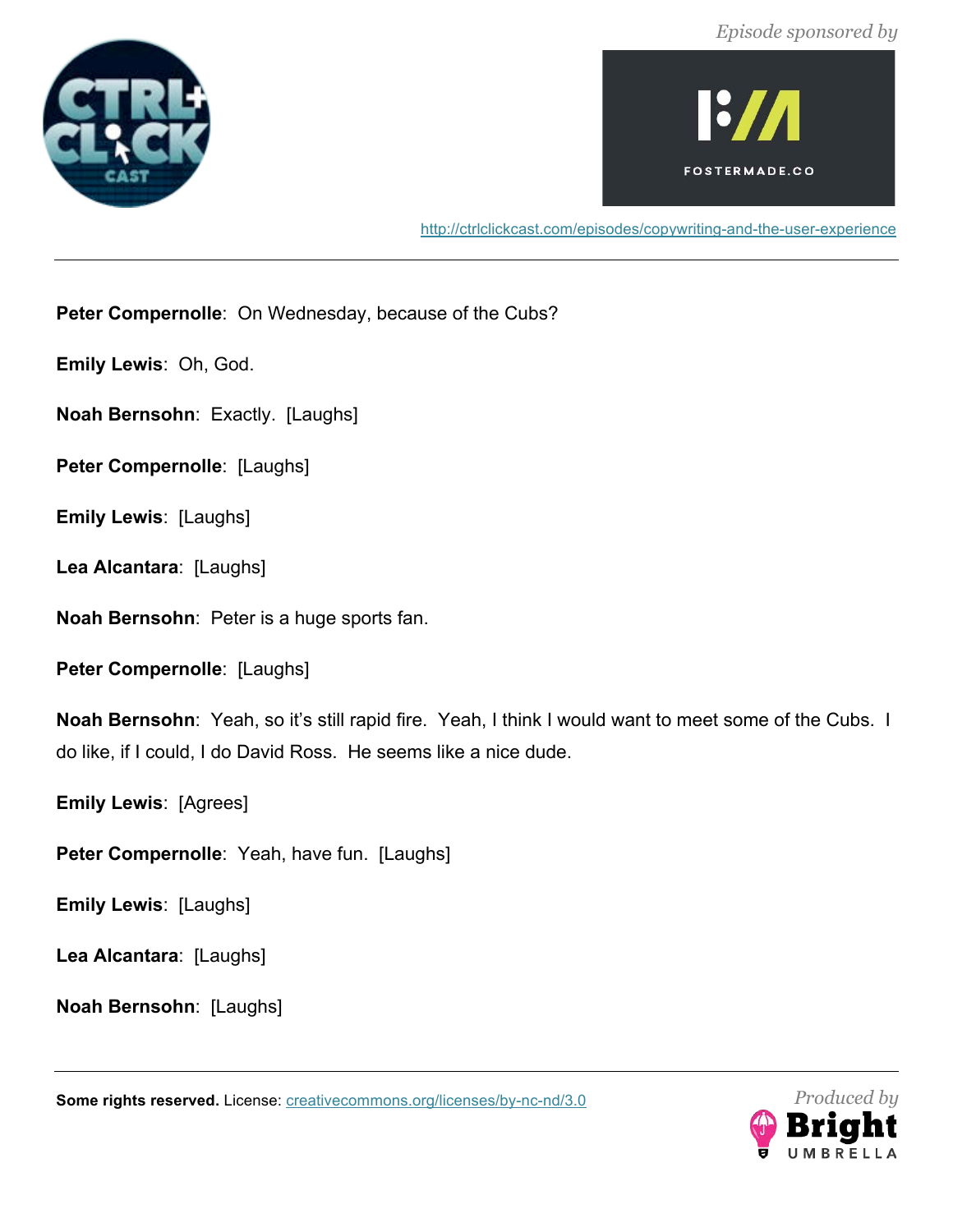**Peter Compernolle**: On Wednesday, because of the Cubs?

**Emily Lewis**: Oh, God.

**Noah Bernsohn**: Exactly. [Laughs]

**Peter Compernolle**: [Laughs]

**Emily Lewis**: [Laughs]

**Lea Alcantara**: [Laughs]

**Noah Bernsohn**: Peter is a huge sports fan.

**Peter Compernolle**: [Laughs]

**Noah Bernsohn**: Yeah, so it's still rapid fire. Yeah, I think I would want to meet some of the Cubs. I do like, if I could, I do David Ross. He seems like a nice dude.

**Emily Lewis**: [Agrees]

**Peter Compernolle**: Yeah, have fun. [Laughs]

**Emily Lewis**: [Laughs]

**Lea Alcantara**: [Laughs]

**Noah Bernsohn**: [Laughs]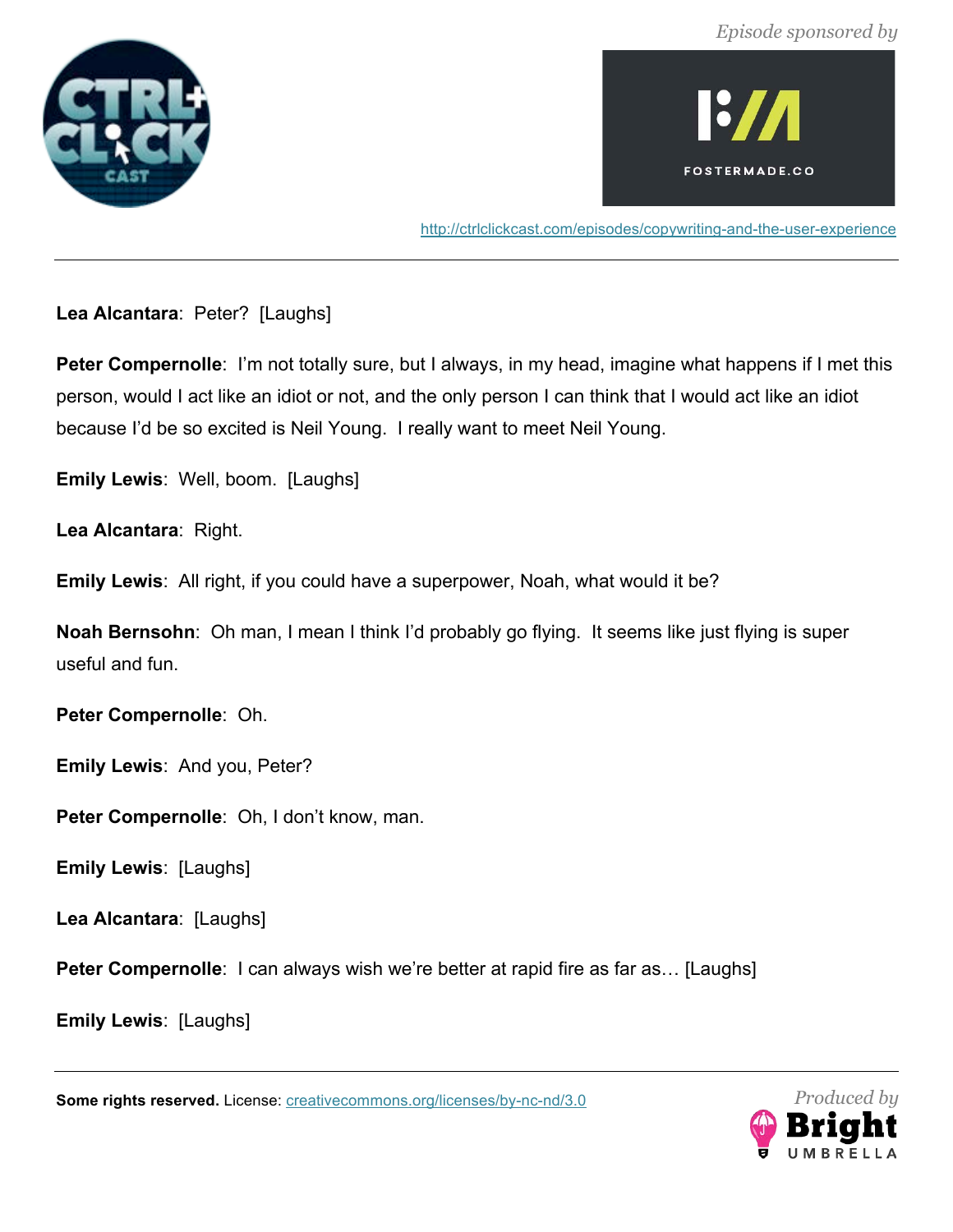**Lea Alcantara**: Peter? [Laughs]

**Peter Compernolle**: I'm not totally sure, but I always, in my head, imagine what happens if I met this person, would I act like an idiot or not, and the only person I can think that I would act like an idiot because I'd be so excited is Neil Young. I really want to meet Neil Young.

**Emily Lewis**: Well, boom. [Laughs]

**Lea Alcantara**: Right.

**Emily Lewis**: All right, if you could have a superpower, Noah, what would it be?

**Noah Bernsohn**: Oh man, I mean I think I'd probably go flying. It seems like just flying is super useful and fun.

**Peter Compernolle**: Oh.

**Emily Lewis**: And you, Peter?

**Peter Compernolle**: Oh, I don't know, man.

**Emily Lewis**: [Laughs]

**Lea Alcantara**: [Laughs]

**Peter Compernolle**: I can always wish we're better at rapid fire as far as… [Laughs]

**Emily Lewis**: [Laughs]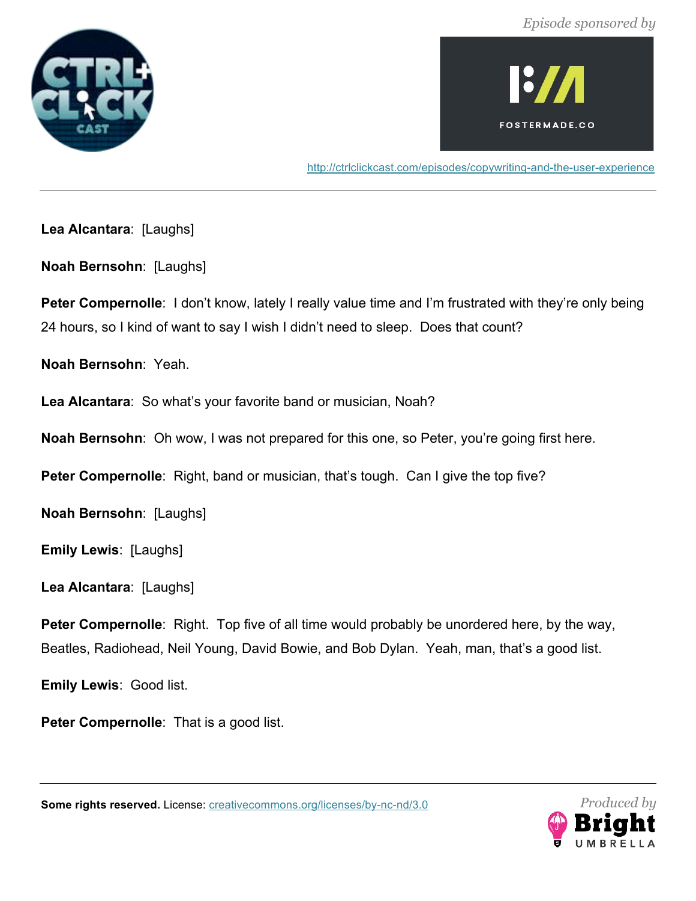**Lea Alcantara**: [Laughs]

**Noah Bernsohn**: [Laughs]

**Peter Compernolle**: I don't know, lately I really value time and I'm frustrated with they're only being 24 hours, so I kind of want to say I wish I didn't need to sleep. Does that count?

**Noah Bernsohn**: Yeah.

**Lea Alcantara**: So what's your favorite band or musician, Noah?

**Noah Bernsohn**: Oh wow, I was not prepared for this one, so Peter, you're going first here.

**Peter Compernolle**: Right, band or musician, that's tough. Can I give the top five?

**Noah Bernsohn**: [Laughs]

**Emily Lewis**: [Laughs]

**Lea Alcantara**: [Laughs]

**Peter Compernolle**: Right. Top five of all time would probably be unordered here, by the way, Beatles, Radiohead, Neil Young, David Bowie, and Bob Dylan. Yeah, man, that's a good list.

**Emily Lewis**: Good list.

**Peter Compernolle**: That is a good list.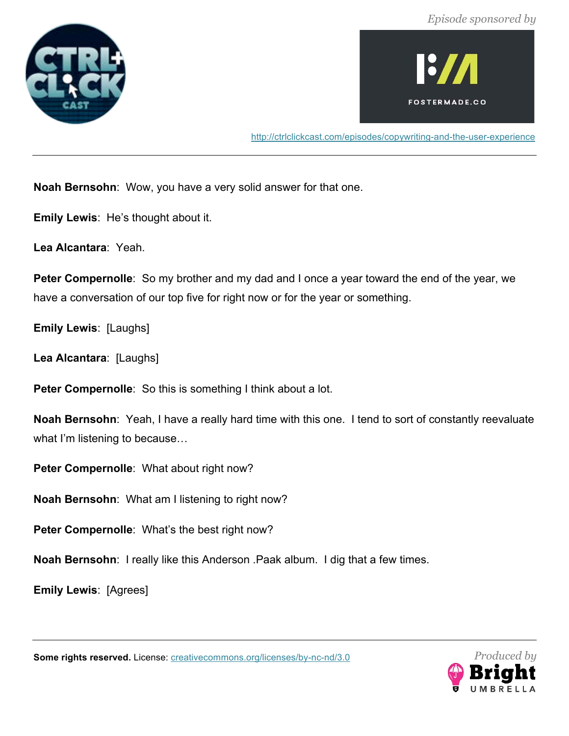**Noah Bernsohn**: Wow, you have a very solid answer for that one.

**Emily Lewis**: He's thought about it.

**Lea Alcantara**: Yeah.

**Peter Compernolle**: So my brother and my dad and I once a year toward the end of the year, we have a conversation of our top five for right now or for the year or something.

**Emily Lewis**: [Laughs]

**Lea Alcantara**: [Laughs]

**Peter Compernolle**: So this is something I think about a lot.

**Noah Bernsohn**: Yeah, I have a really hard time with this one. I tend to sort of constantly reevaluate what I'm listening to because…

**Peter Compernolle**: What about right now?

**Noah Bernsohn**: What am I listening to right now?

**Peter Compernolle**: What's the best right now?

**Noah Bernsohn**: I really like this Anderson .Paak album. I dig that a few times.

**Emily Lewis**: [Agrees]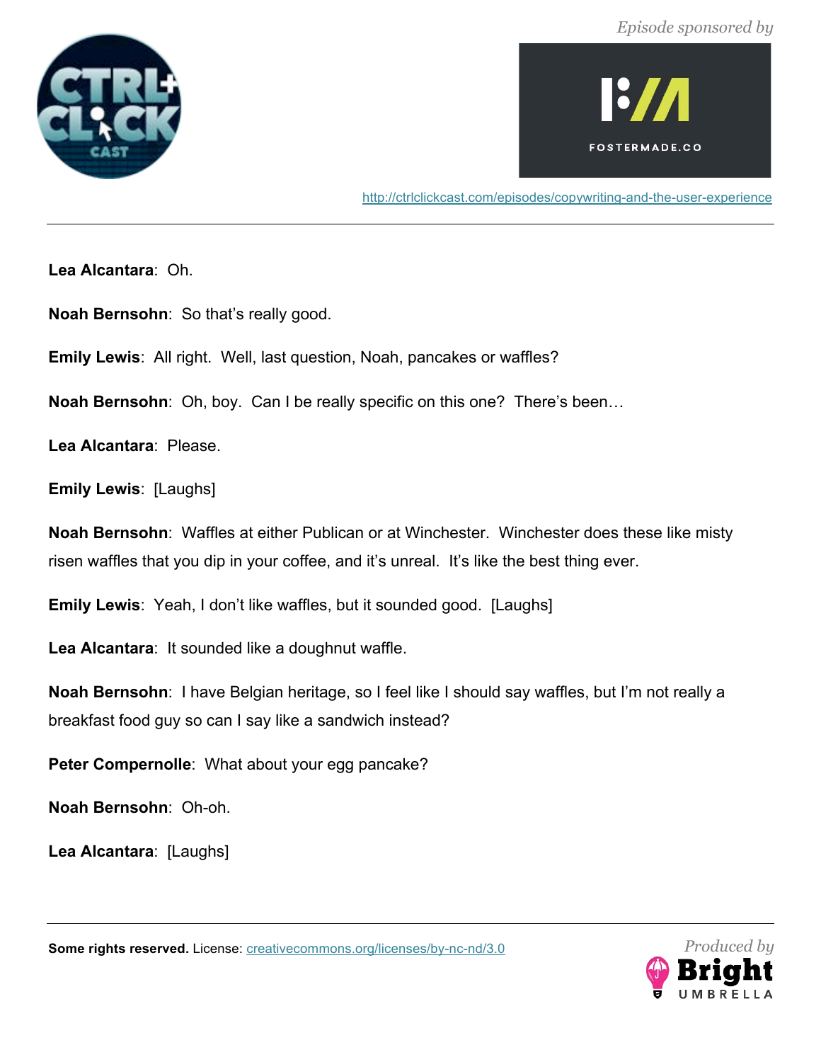**Lea Alcantara**: Oh.

**Noah Bernsohn**: So that's really good.

**Emily Lewis**: All right. Well, last question, Noah, pancakes or waffles?

**Noah Bernsohn**: Oh, boy. Can I be really specific on this one? There's been…

**Lea Alcantara**: Please.

**Emily Lewis**: [Laughs]

**Noah Bernsohn**: Waffles at either Publican or at Winchester. Winchester does these like misty risen waffles that you dip in your coffee, and it's unreal. It's like the best thing ever.

**Emily Lewis**: Yeah, I don't like waffles, but it sounded good. [Laughs]

**Lea Alcantara**: It sounded like a doughnut waffle.

**Noah Bernsohn**: I have Belgian heritage, so I feel like I should say waffles, but I'm not really a breakfast food guy so can I say like a sandwich instead?

**Peter Compernolle**: What about your egg pancake?

**Noah Bernsohn**: Oh-oh.

**Lea Alcantara**: [Laughs]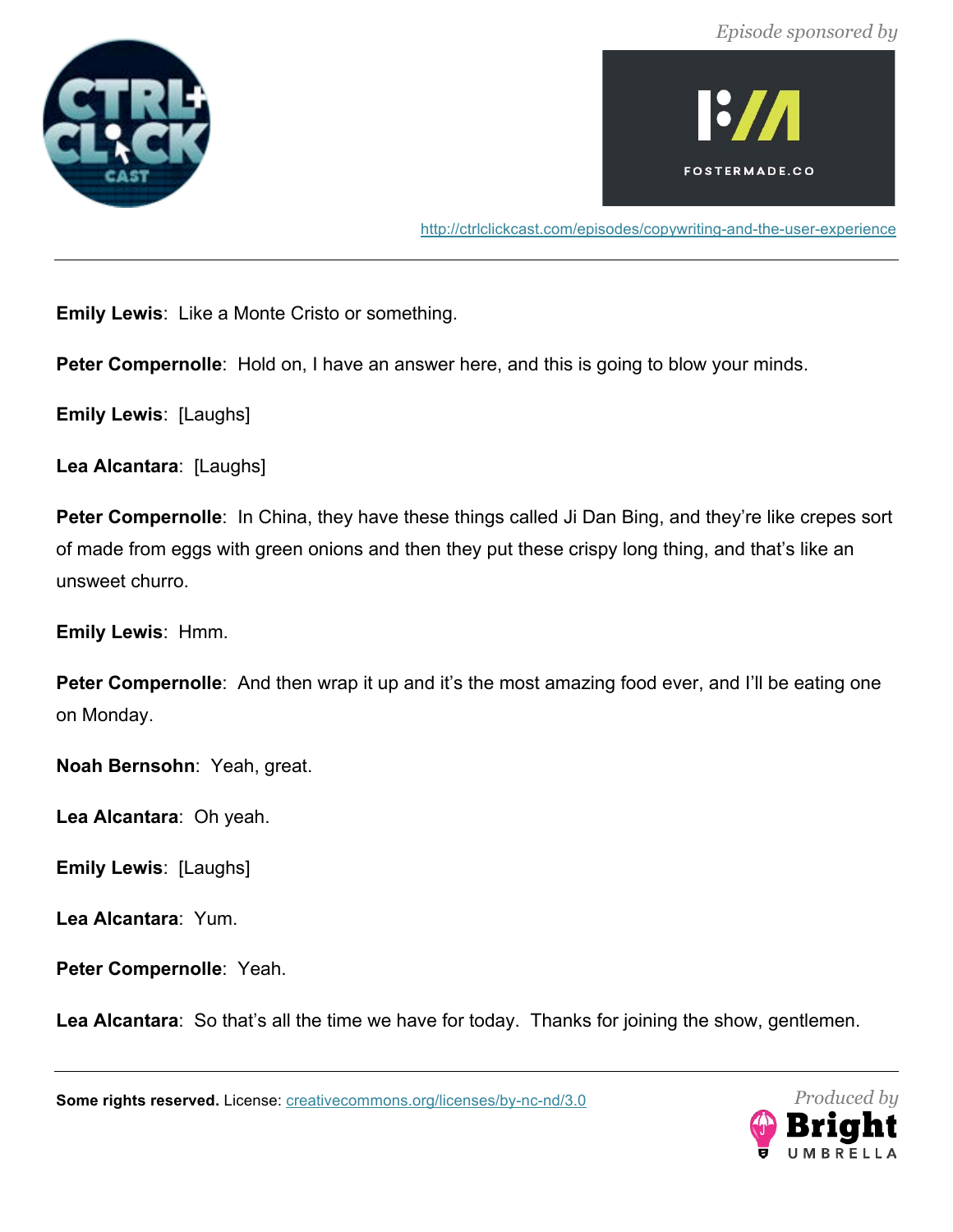**Emily Lewis**: Like a Monte Cristo or something.

**Peter Compernolle**: Hold on, I have an answer here, and this is going to blow your minds.

**Emily Lewis**: [Laughs]

**Lea Alcantara**: [Laughs]

**Peter Compernolle**: In China, they have these things called Ji Dan Bing, and they're like crepes sort of made from eggs with green onions and then they put these crispy long thing, and that's like an unsweet churro.

**Emily Lewis**: Hmm.

**Peter Compernolle**: And then wrap it up and it's the most amazing food ever, and I'll be eating one on Monday.

**Noah Bernsohn**: Yeah, great.

**Lea Alcantara**: Oh yeah.

**Emily Lewis**: [Laughs]

**Lea Alcantara**: Yum.

**Peter Compernolle**: Yeah.

**Lea Alcantara**: So that's all the time we have for today. Thanks for joining the show, gentlemen.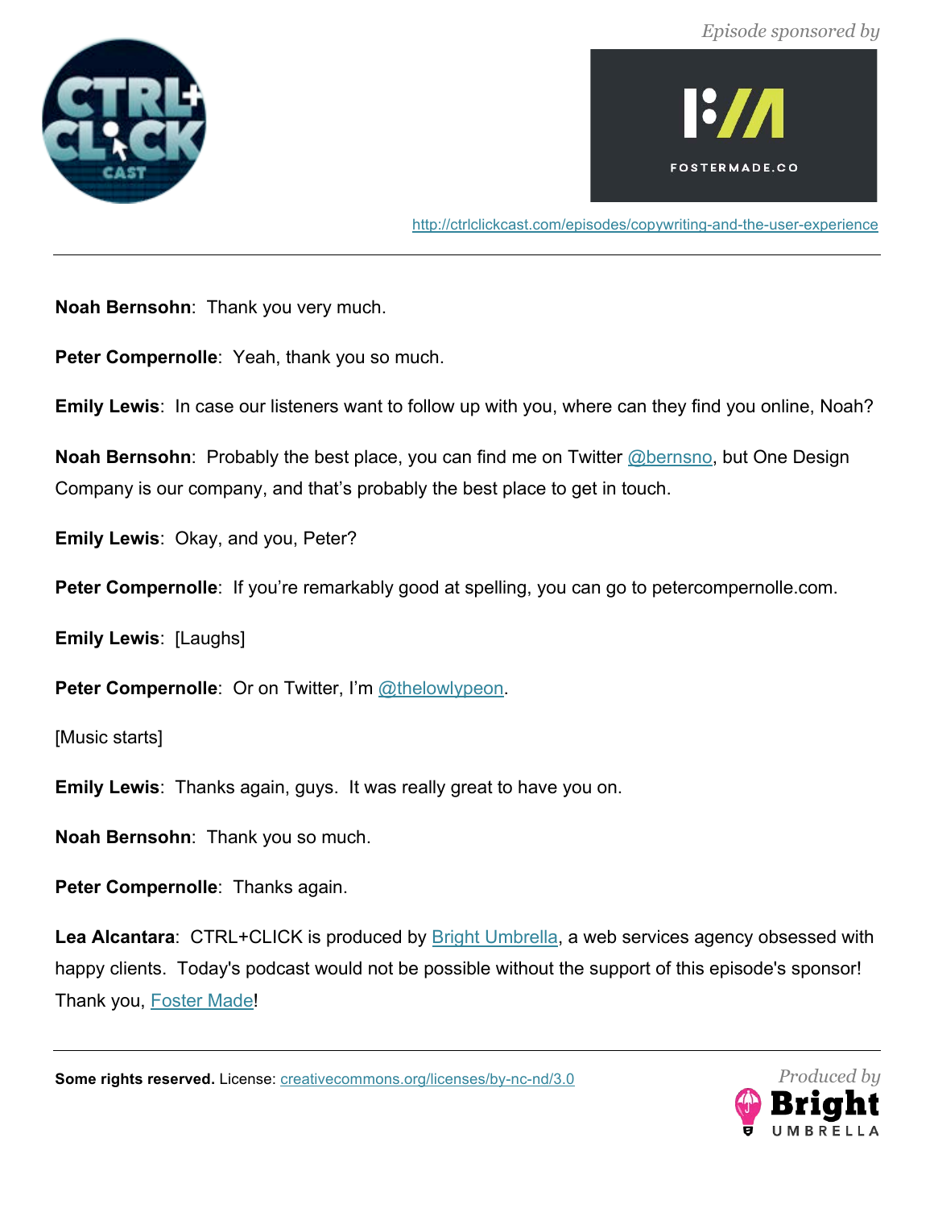**Noah Bernsohn**: Thank you very much.

**Peter Compernolle**: Yeah, thank you so much.

**Emily Lewis**: In case our listeners want to follow up with you, where can they find you online, Noah?

**Noah Bernsohn**: Probably the best place, you can find me on Twitter @bernsno, but One Design Company is our company, and that's probably the best place to get in touch.

**Emily Lewis**: Okay, and you, Peter?

**Peter Compernolle**: If you're remarkably good at spelling, you can go to petercompernolle.com.

**Emily Lewis**: [Laughs]

**Peter Compernolle**: Or on Twitter, I'm @thelowlypeon.

[Music starts]

**Emily Lewis**: Thanks again, guys. It was really great to have you on.

**Noah Bernsohn**: Thank you so much.

**Peter Compernolle**: Thanks again.

**Lea Alcantara**: CTRL+CLICK is produced by Bright Umbrella, a web services agency obsessed with happy clients. Today's podcast would not be possible without the support of this episode's sponsor! Thank you, Foster Made!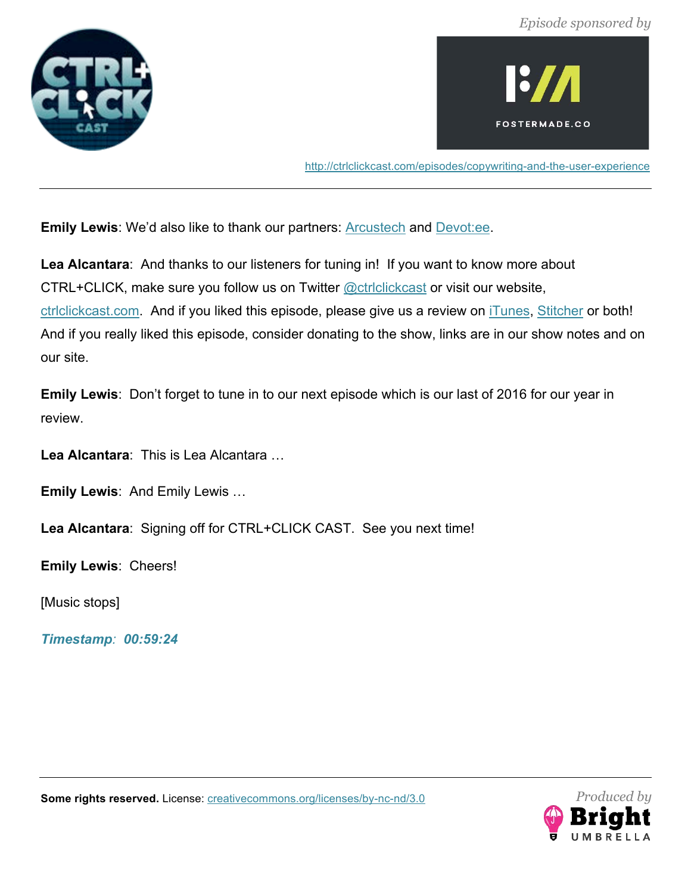**Emily Lewis**: We'd also like to thank our partners: Arcustech and Devot:ee.

**Lea Alcantara**: And thanks to our listeners for tuning in! If you want to know more about CTRL+CLICK, make sure you follow us on Twitter @ctrlclickcast or visit our website, ctrlclickcast.com. And if you liked this episode, please give us a review on iTunes, Stitcher or both! And if you really liked this episode, consider donating to the show, links are in our show notes and on our site.

**Emily Lewis**: Don't forget to tune in to our next episode which is our last of 2016 for our year in review.

**Lea Alcantara**: This is Lea Alcantara …

**Emily Lewis**: And Emily Lewis …

**Lea Alcantara**: Signing off for CTRL+CLICK CAST. See you next time!

**Emily Lewis**: Cheers!

[Music stops]

***Timestamp**: 00:59:24*